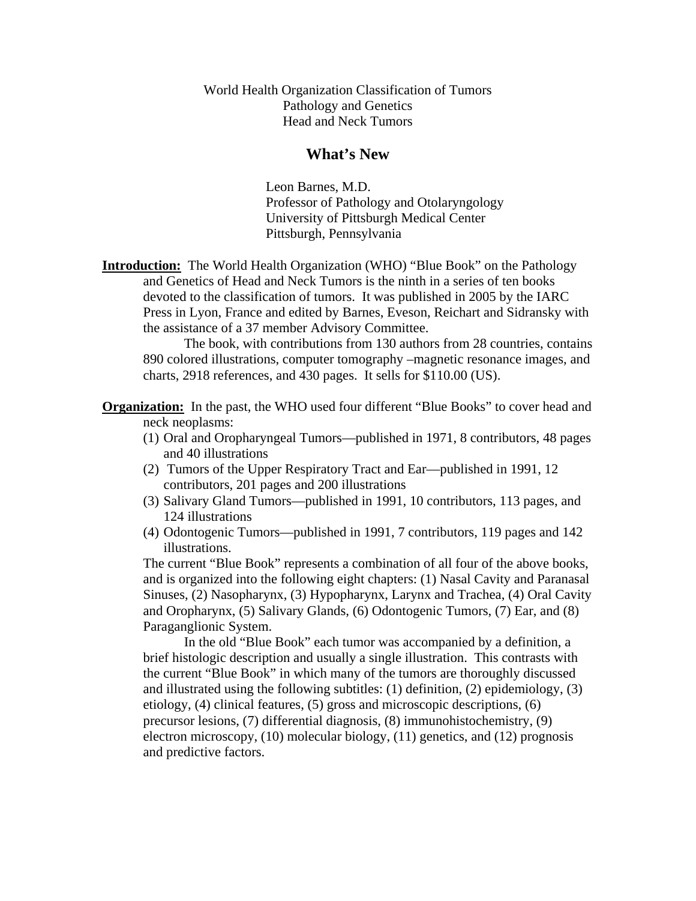World Health Organization Classification of Tumors
Pathology and Genetics
Head and Neck Tumors

# What's New

Leon Barnes, M.D.
Professor of Pathology and Otolaryngology
University of Pittsburgh Medical Center
Pittsburgh, Pennsylvania

**Introduction:** The World Health Organization (WHO) "Blue Book" on the Pathology and Genetics of Head and Neck Tumors is the ninth in a series of ten books devoted to the classification of tumors. It was published in 2005 by the IARC Press in Lyon, France and edited by Barnes, Eveson, Reichart and Sidransky with the assistance of a 37 member Advisory Committee.

The book, with contributions from 130 authors from 28 countries, contains 890 colored illustrations, computer tomography –magnetic resonance images, and charts, 2918 references, and 430 pages. It sells for $110.00 (US).

**Organization:** In the past, the WHO used four different "Blue Books" to cover head and neck neoplasms:

1. Oral and Oropharyngeal Tumors—published in 1971, 8 contributors, 48 pages and 40 illustrations
2. Tumors of the Upper Respiratory Tract and Ear—published in 1991, 12 contributors, 201 pages and 200 illustrations
3. Salivary Gland Tumors—published in 1991, 10 contributors, 113 pages, and 124 illustrations
4. Odontogenic Tumors—published in 1991, 7 contributors, 119 pages and 142 illustrations.

The current "Blue Book" represents a combination of all four of the above books, and is organized into the following eight chapters: (1) Nasal Cavity and Paranasal Sinuses, (2) Nasopharynx, (3) Hypopharynx, Larynx and Trachea, (4) Oral Cavity and Oropharynx, (5) Salivary Glands, (6) Odontogenic Tumors, (7) Ear, and (8) Paraganglionic System.

In the old "Blue Book" each tumor was accompanied by a definition, a brief histologic description and usually a single illustration. This contrasts with the current "Blue Book" in which many of the tumors are thoroughly discussed and illustrated using the following subtitles: (1) definition, (2) epidemiology, (3) etiology, (4) clinical features, (5) gross and microscopic descriptions, (6) precursor lesions, (7) differential diagnosis, (8) immunohistochemistry, (9) electron microscopy, (10) molecular biology, (11) genetics, and (12) prognosis and predictive factors.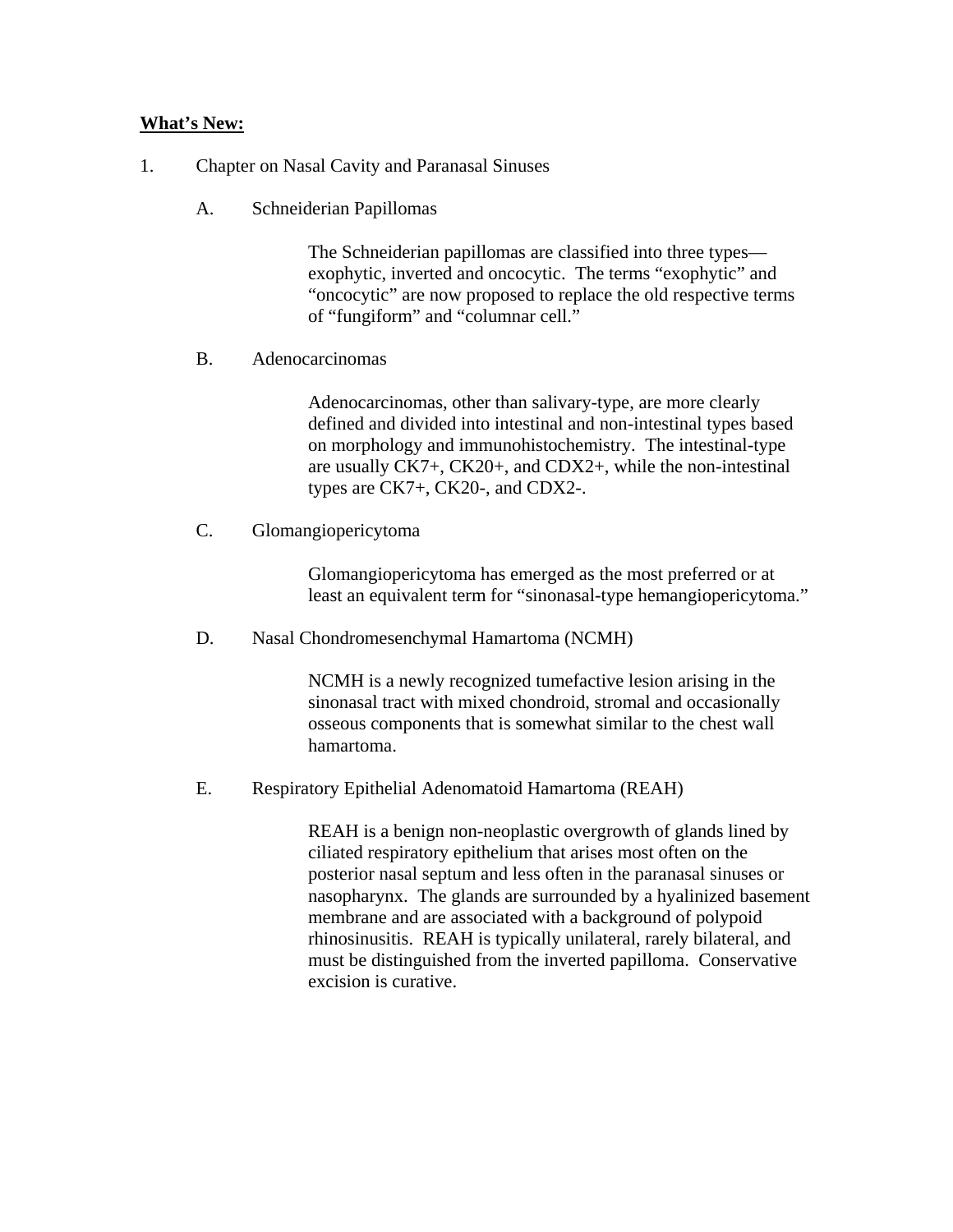**What's New:**

1. Chapter on Nasal Cavity and Paranasal Sinuses

   A. Schneiderian Papillomas

      The Schneiderian papillomas are classified into three types—exophytic, inverted and oncocytic. The terms "exophytic" and "oncocytic" are now proposed to replace the old respective terms of "fungiform" and "columnar cell."

   B. Adenocarcinomas

      Adenocarcinomas, other than salivary-type, are more clearly defined and divided into intestinal and non-intestinal types based on morphology and immunohistochemistry. The intestinal-type are usually CK7+, CK20+, and CDX2+, while the non-intestinal types are CK7+, CK20-, and CDX2-.

   C. Glomangiopericytoma

      Glomangiopericytoma has emerged as the most preferred or at least an equivalent term for "sinonasal-type hemangiopericytoma."

   D. Nasal Chondromesenchymal Hamartoma (NCMH)

      NCMH is a newly recognized tumefactive lesion arising in the sinonasal tract with mixed chondroid, stromal and occasionally osseous components that is somewhat similar to the chest wall hamartoma.

   E. Respiratory Epithelial Adenomatoid Hamartoma (REAH)

      REAH is a benign non-neoplastic overgrowth of glands lined by ciliated respiratory epithelium that arises most often on the posterior nasal septum and less often in the paranasal sinuses or nasopharynx. The glands are surrounded by a hyalinized basement membrane and are associated with a background of polypoid rhinosinusitis. REAH is typically unilateral, rarely bilateral, and must be distinguished from the inverted papilloma. Conservative excision is curative.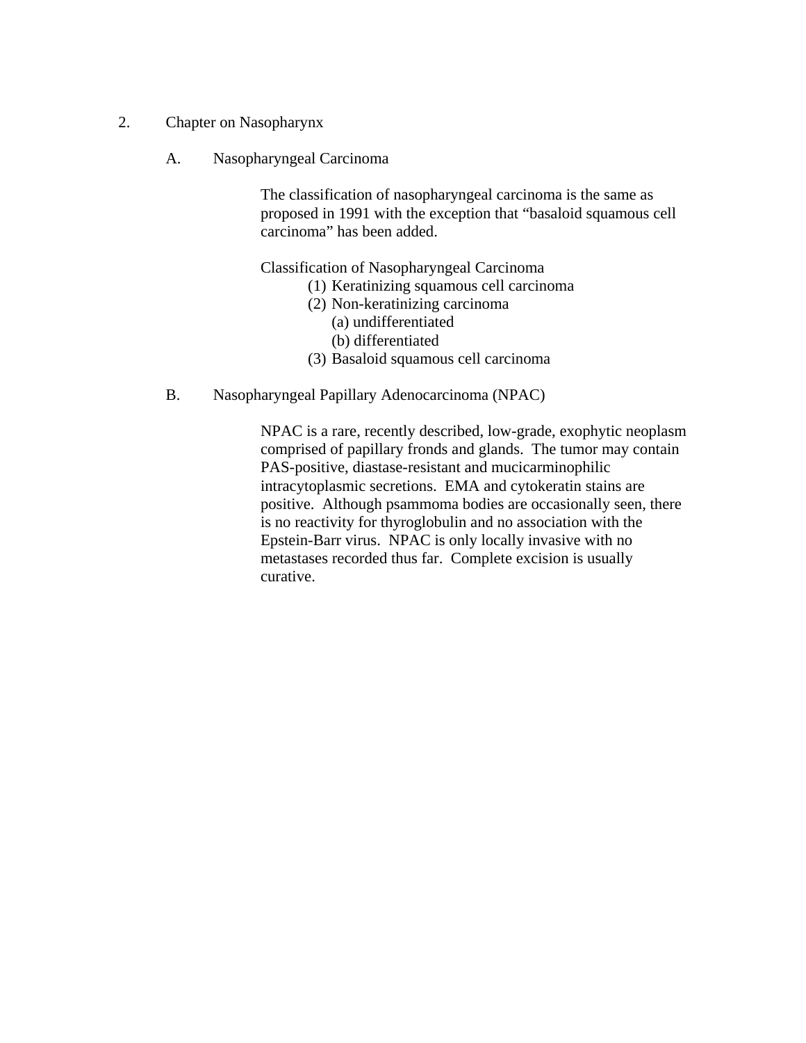## 2. Chapter on Nasopharynx

### A. Nasopharyngeal Carcinoma

The classification of nasopharyngeal carcinoma is the same as proposed in 1991 with the exception that "basaloid squamous cell carcinoma" has been added.

Classification of Nasopharyngeal Carcinoma

(1) Keratinizing squamous cell carcinoma
(2) Non-keratinizing carcinoma
  (a) undifferentiated
  (b) differentiated
(3) Basaloid squamous cell carcinoma

### B. Nasopharyngeal Papillary Adenocarcinoma (NPAC)

NPAC is a rare, recently described, low-grade, exophytic neoplasm comprised of papillary fronds and glands. The tumor may contain PAS-positive, diastase-resistant and mucicarminophilic intracytoplasmic secretions. EMA and cytokeratin stains are positive. Although psammoma bodies are occasionally seen, there is no reactivity for thyroglobulin and no association with the Epstein-Barr virus. NPAC is only locally invasive with no metastases recorded thus far. Complete excision is usually curative.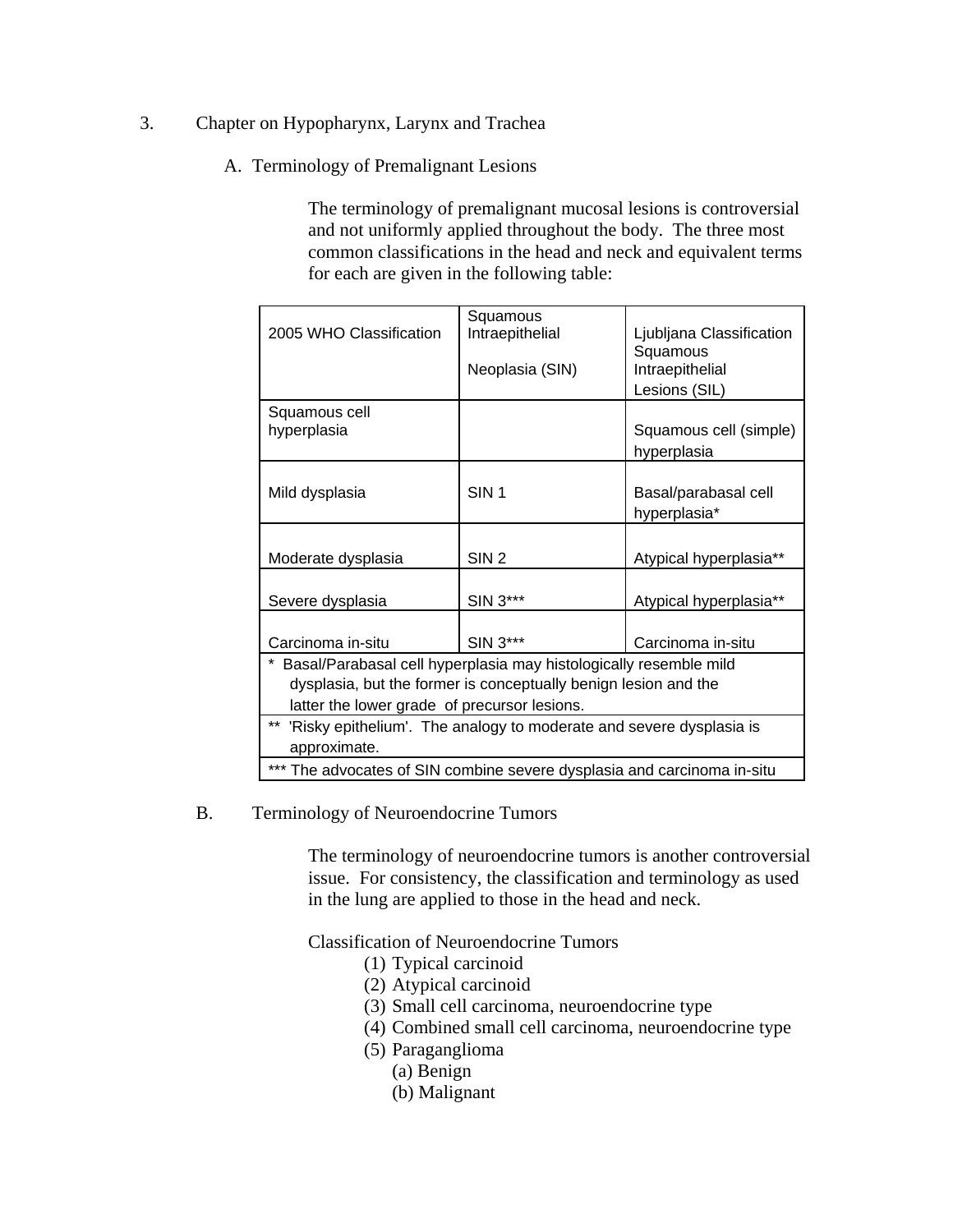3. Chapter on Hypopharynx, Larynx and Trachea

A. Terminology of Premalignant Lesions

The terminology of premalignant mucosal lesions is controversial and not uniformly applied throughout the body. The three most common classifications in the head and neck and equivalent terms for each are given in the following table:

| 2005 WHO Classification | Squamous Intraepithelial Neoplasia (SIN) | Ljubljana Classification Squamous Intraepithelial Lesions (SIL) |
|---|---|---|
| Squamous cell hyperplasia | | Squamous cell (simple) hyperplasia |
| Mild dysplasia | SIN 1 | Basal/parabasal cell hyperplasia* |
| Moderate dysplasia | SIN 2 | Atypical hyperplasia** |
| Severe dysplasia | SIN 3*** | Atypical hyperplasia** |
| Carcinoma in-situ | SIN 3*** | Carcinoma in-situ |

\* Basal/Parabasal cell hyperplasia may histologically resemble mild dysplasia, but the former is conceptually benign lesion and the latter the lower grade of precursor lesions.

** 'Risky epithelium'. The analogy to moderate and severe dysplasia is approximate.

*** The advocates of SIN combine severe dysplasia and carcinoma in-situ

B. Terminology of Neuroendocrine Tumors

The terminology of neuroendocrine tumors is another controversial issue. For consistency, the classification and terminology as used in the lung are applied to those in the head and neck.

Classification of Neuroendocrine Tumors

(1) Typical carcinoid
(2) Atypical carcinoid
(3) Small cell carcinoma, neuroendocrine type
(4) Combined small cell carcinoma, neuroendocrine type
(5) Paraganglioma
    (a) Benign
    (b) Malignant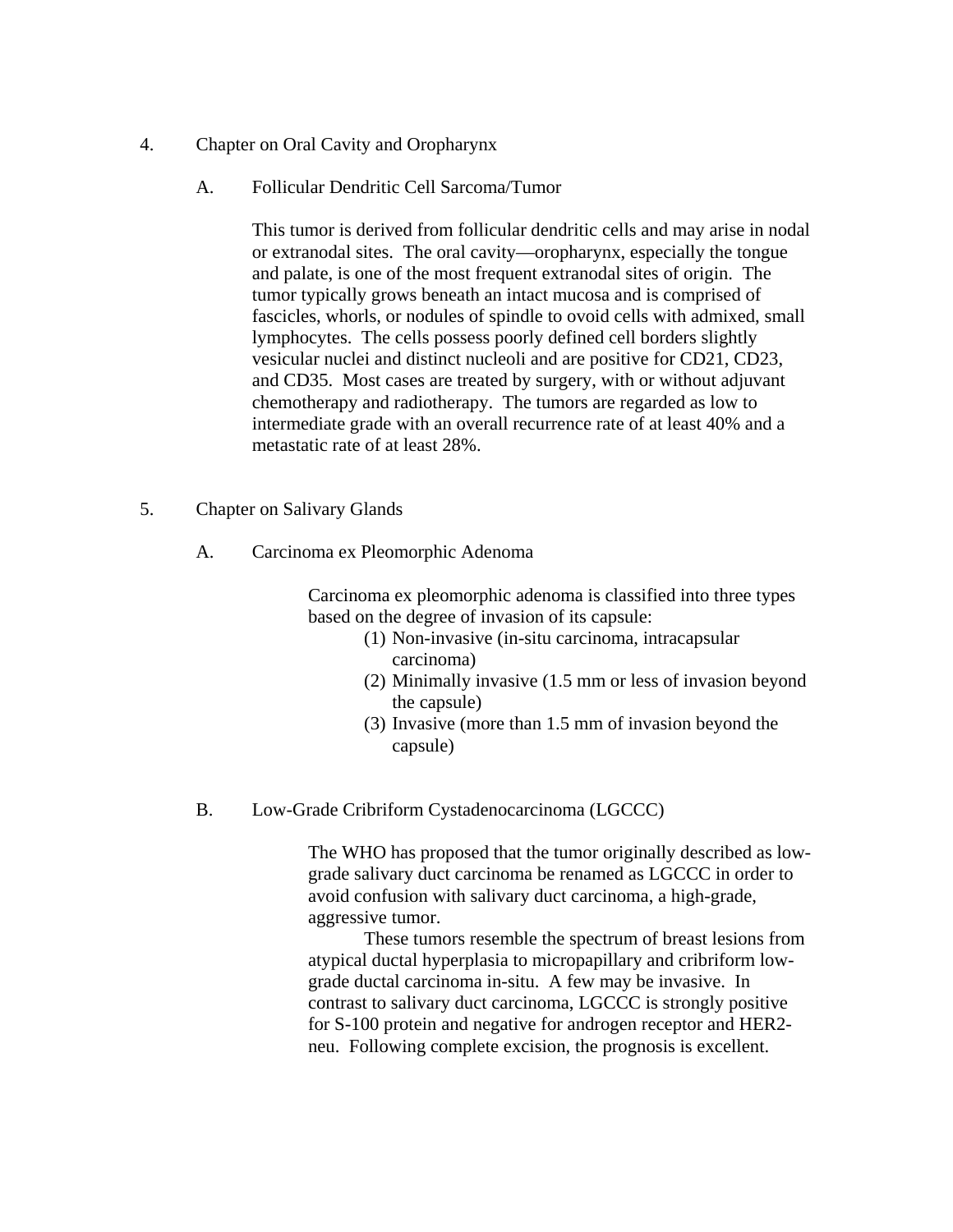4. Chapter on Oral Cavity and Oropharynx

A. Follicular Dendritic Cell Sarcoma/Tumor

This tumor is derived from follicular dendritic cells and may arise in nodal or extranodal sites. The oral cavity—oropharynx, especially the tongue and palate, is one of the most frequent extranodal sites of origin. The tumor typically grows beneath an intact mucosa and is comprised of fascicles, whorls, or nodules of spindle to ovoid cells with admixed, small lymphocytes. The cells possess poorly defined cell borders slightly vesicular nuclei and distinct nucleoli and are positive for CD21, CD23, and CD35. Most cases are treated by surgery, with or without adjuvant chemotherapy and radiotherapy. The tumors are regarded as low to intermediate grade with an overall recurrence rate of at least 40% and a metastatic rate of at least 28%.

5. Chapter on Salivary Glands

A. Carcinoma ex Pleomorphic Adenoma

Carcinoma ex pleomorphic adenoma is classified into three types based on the degree of invasion of its capsule:

(1) Non-invasive (in-situ carcinoma, intracapsular carcinoma)
(2) Minimally invasive (1.5 mm or less of invasion beyond the capsule)
(3) Invasive (more than 1.5 mm of invasion beyond the capsule)

B. Low-Grade Cribriform Cystadenocarcinoma (LGCCC)

The WHO has proposed that the tumor originally described as low-grade salivary duct carcinoma be renamed as LGCCC in order to avoid confusion with salivary duct carcinoma, a high-grade, aggressive tumor.

These tumors resemble the spectrum of breast lesions from atypical ductal hyperplasia to micropapillary and cribriform low-grade ductal carcinoma in-situ. A few may be invasive. In contrast to salivary duct carcinoma, LGCCC is strongly positive for S-100 protein and negative for androgen receptor and HER2-neu. Following complete excision, the prognosis is excellent.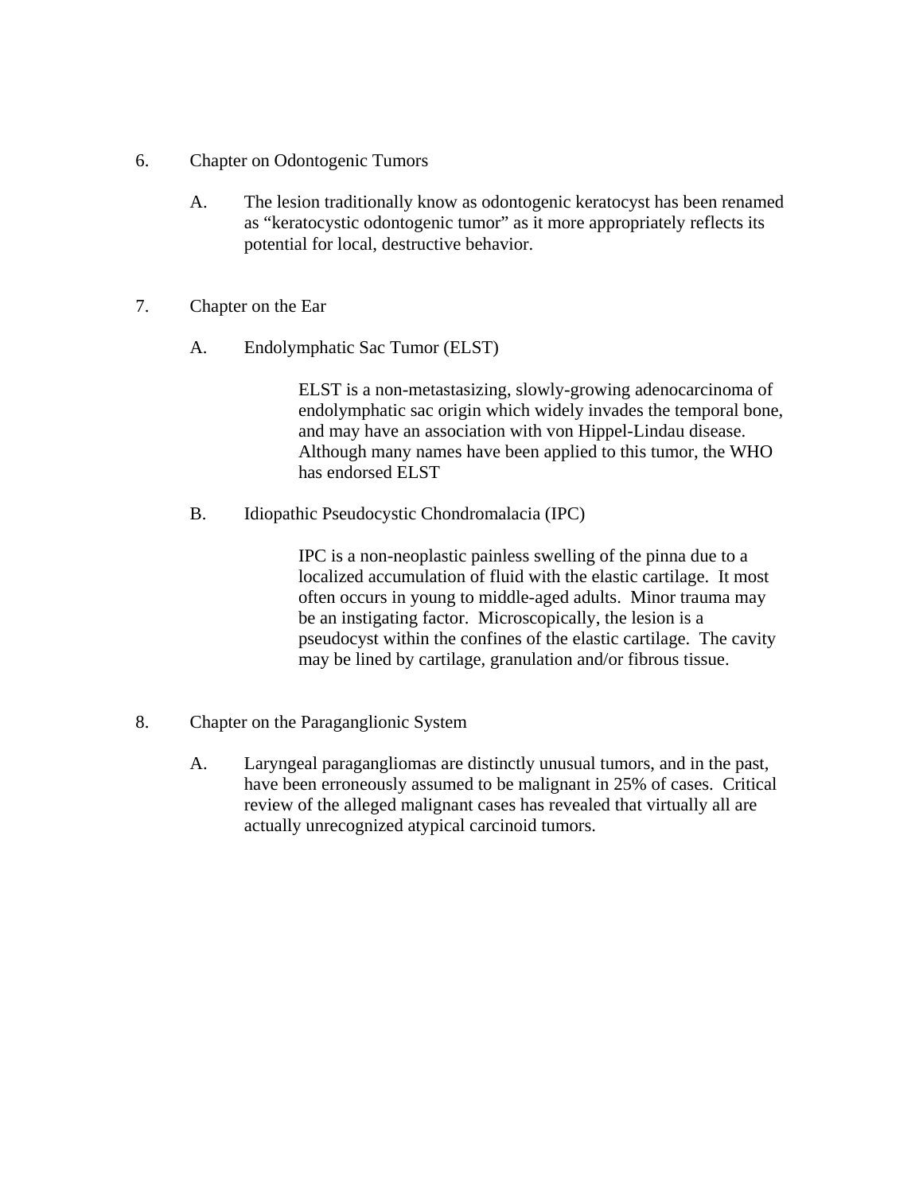6. Chapter on Odontogenic Tumors

   A. The lesion traditionally know as odontogenic keratocyst has been renamed as "keratocystic odontogenic tumor" as it more appropriately reflects its potential for local, destructive behavior.

7. Chapter on the Ear

   A. Endolymphatic Sac Tumor (ELST)

      ELST is a non-metastasizing, slowly-growing adenocarcinoma of endolymphatic sac origin which widely invades the temporal bone, and may have an association with von Hippel-Lindau disease. Although many names have been applied to this tumor, the WHO has endorsed ELST

   B. Idiopathic Pseudocystic Chondromalacia (IPC)

      IPC is a non-neoplastic painless swelling of the pinna due to a localized accumulation of fluid with the elastic cartilage. It most often occurs in young to middle-aged adults. Minor trauma may be an instigating factor. Microscopically, the lesion is a pseudocyst within the confines of the elastic cartilage. The cavity may be lined by cartilage, granulation and/or fibrous tissue.

8. Chapter on the Paraganglionic System

   A. Laryngeal paragangliomas are distinctly unusual tumors, and in the past, have been erroneously assumed to be malignant in 25% of cases. Critical review of the alleged malignant cases has revealed that virtually all are actually unrecognized atypical carcinoid tumors.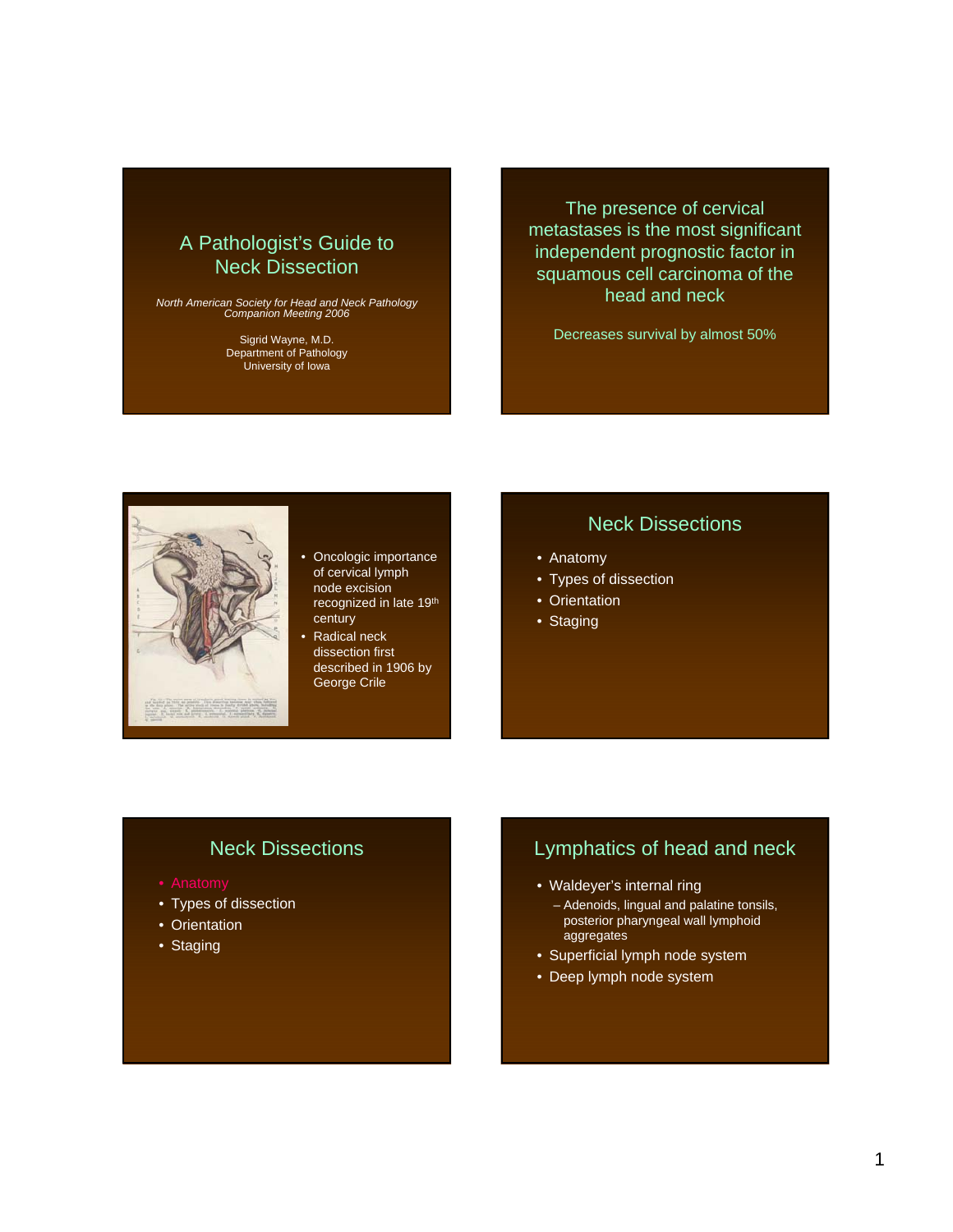## A Pathologist's Guide to Neck Dissection

*North American Society for Head and Neck Pathology Companion Meeting 2006*

Sigrid Wayne, M.D.
Department of Pathology
University of Iowa

---

The presence of cervical metastases is the most significant independent prognostic factor in squamous cell carcinoma of the head and neck

Decreases survival by almost 50%

---

- Oncologic importance of cervical lymph node excision recognized in late 19th century
- Radical neck dissection first described in 1906 by George Crile

---

## Neck Dissections

- Anatomy
- Types of dissection
- Orientation
- Staging

---

## Neck Dissections

- Anatomy
- Types of dissection
- Orientation
- Staging

---

## Lymphatics of head and neck

- Waldeyer's internal ring
  - Adenoids, lingual and palatine tonsils, posterior pharyngeal wall lymphoid aggregates
- Superficial lymph node system
- Deep lymph node system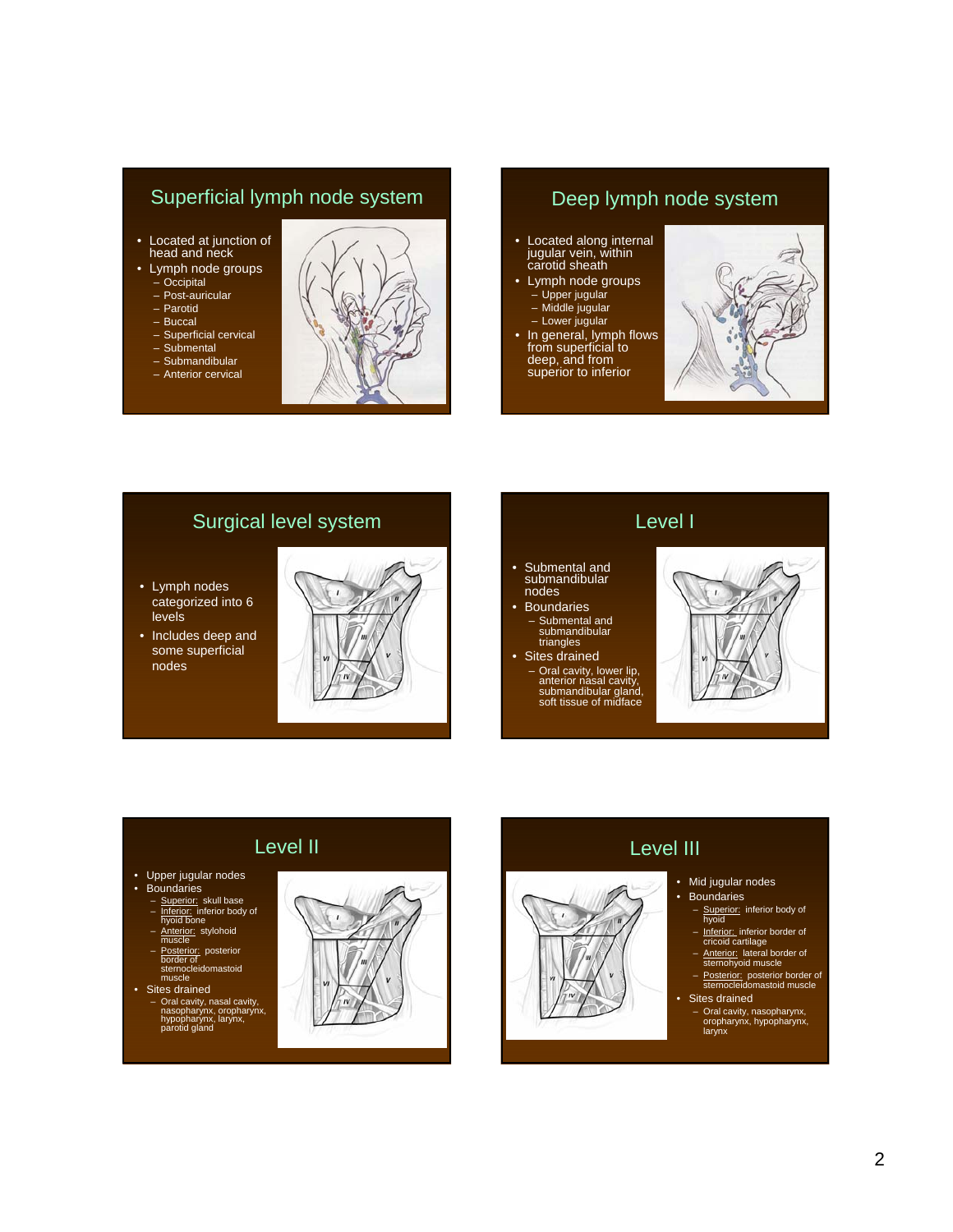## Superficial lymph node system

- Located at junction of head and neck
- Lymph node groups
  - Occipital
  - Post-auricular
  - Parotid
  - Buccal
  - Superficial cervical
  - Submental
  - Submandibular
  - Anterior cervical

## Deep lymph node system

- Located along internal jugular vein, within carotid sheath
- Lymph node groups
  - Upper jugular
  - Middle jugular
  - Lower jugular
- In general, lymph flows from superficial to deep, and from superior to inferior

## Surgical level system

- Lymph nodes categorized into 6 levels
- Includes deep and some superficial nodes

## Level I

- Submental and submandibular nodes
- Boundaries
  - Submental and submandibular triangles
- Sites drained
  - Oral cavity, lower lip, anterior nasal cavity, submandibular gland, soft tissue of midface

## Level II

- Upper jugular nodes
- Boundaries
  - Superior: skull base
  - Inferior: inferior body of hyoid bone
  - Anterior: stylohoid muscle
  - Posterior: posterior border of sternocleidomastoid muscle
- Sites drained
  - Oral cavity, nasal cavity, nasopharynx, oropharynx, hypopharynx, larynx, parotid gland

## Level III

- Mid jugular nodes
- Boundaries
  - Superior: inferior body of hyoid
  - Inferior: inferior border of cricoid cartilage
  - Anterior: lateral border of sternohyoid muscle
  - Posterior: posterior border of sternocleidomastoid muscle
- Sites drained
  - Oral cavity, nasopharynx, oropharynx, hypopharynx, larynx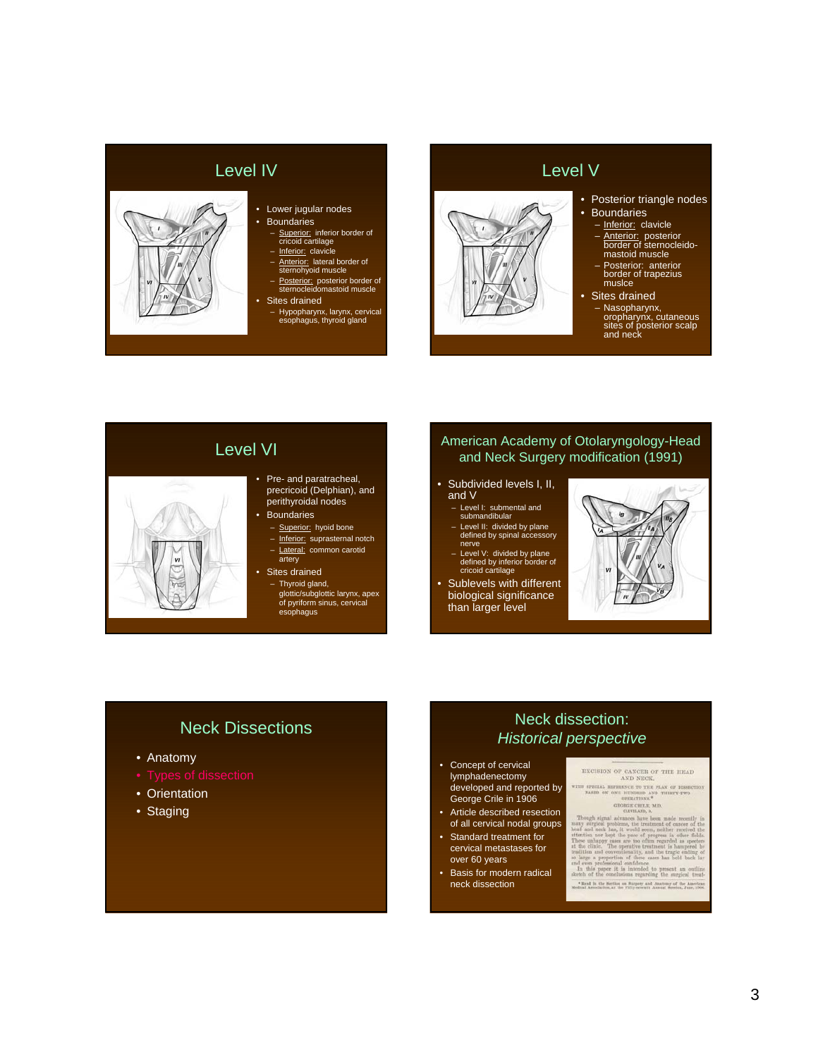## Level IV

- Lower jugular nodes
- Boundaries
  - Superior: inferior border of cricoid cartilage
  - Inferior: clavicle
  - Anterior: lateral border of sternohyoid muscle
  - Posterior: posterior border of sternocleidomastoid muscle
- Sites drained
  - Hypopharynx, larynx, cervical esophagus, thyroid gland

## Level V

- Posterior triangle nodes
- Boundaries
  - Inferior: clavicle
  - Anterior: posterior border of sternocleido-mastoid muscle
  - Posterior: anterior border of trapezius muslce
- Sites drained
  - Nasopharynx, oropharynx, cutaneous sites of posterior scalp and neck

## Level VI

- Pre- and paratracheal, precricoid (Delphian), and perithyroidal nodes
- Boundaries
  - Superior: hyoid bone
  - Inferior: suprasternal notch
  - Lateral: common carotid artery
- Sites drained
  - Thyroid gland, glottic/subglottic larynx, apex of pyriform sinus, cervical esophagus

## American Academy of Otolaryngology-Head and Neck Surgery modification (1991)

- Subdivided levels I, II, and V
  - Level I: submental and submandibular
  - Level II: divided by plane defined by spinal accessory nerve
  - Level V: divided by plane defined by inferior border of cricoid cartilage
- Sublevels with different biological significance than larger level

## Neck Dissections

- Anatomy
- Types of dissection
- Orientation
- Staging

## Neck dissection: *Historical perspective*

- Concept of cervical lymphadenectomy developed and reported by George Crile in 1906
- Article described resection of all cervical nodal groups
- Standard treatment for cervical metastases for over 60 years
- Basis for modern radical neck dissection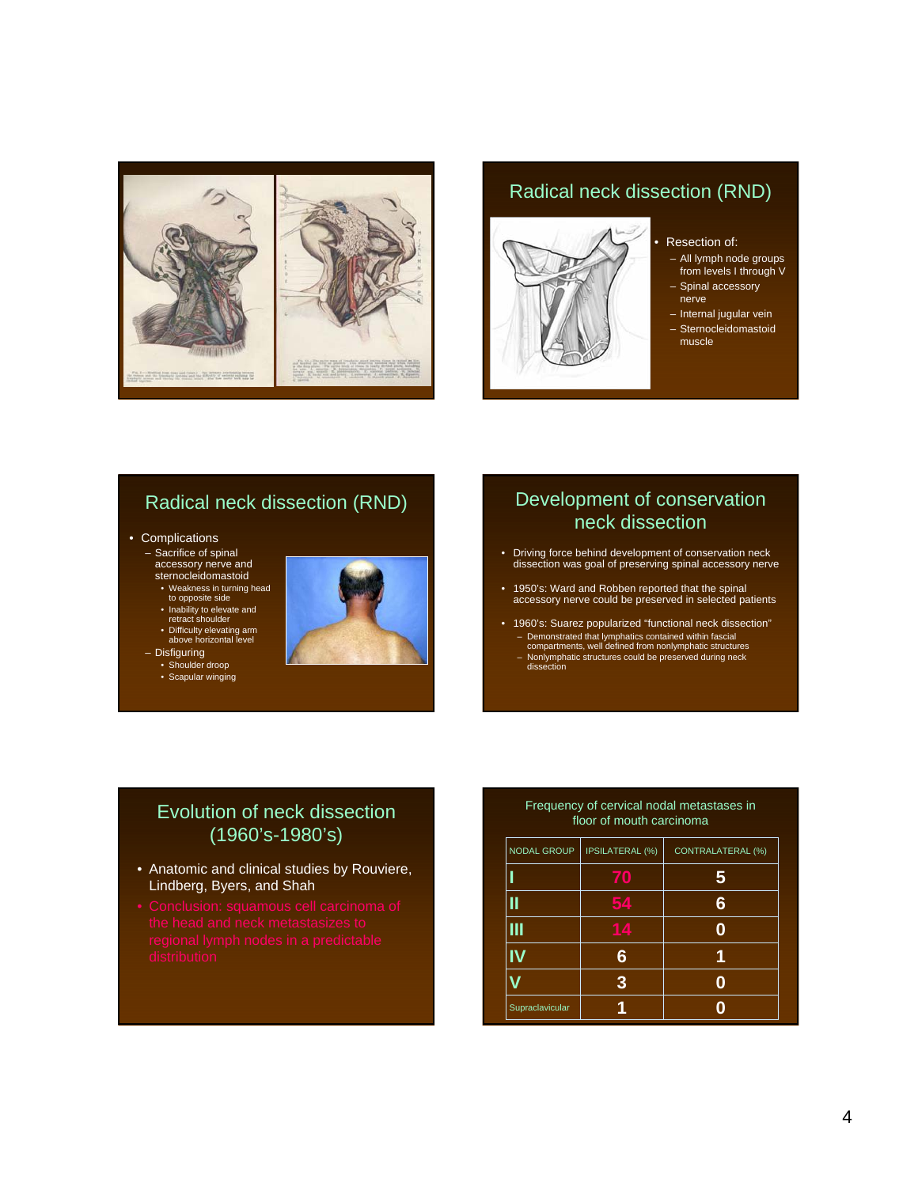## Radical neck dissection (RND)

- Resection of:
  - All lymph node groups from levels I through V
  - Spinal accessory nerve
  - Internal jugular vein
  - Sternocleidomastoid muscle

## Radical neck dissection (RND)

- Complications
  - Sacrifice of spinal accessory nerve and sternocleidomastoid
    - Weakness in turning head to opposite side
    - Inability to elevate and retract shoulder
    - Difficulty elevating arm above horizontal level
  - Disfiguring
    - Shoulder droop
    - Scapular winging

## Development of conservation neck dissection

- Driving force behind development of conservation neck dissection was goal of preserving spinal accessory nerve
- 1950's: Ward and Robben reported that the spinal accessory nerve could be preserved in selected patients
- 1960's: Suarez popularized "functional neck dissection"
  - Demonstrated that lymphatics contained within fascial compartments, well defined from nonlymphatic structures
  - Nonlymphatic structures could be preserved during neck dissection

## Evolution of neck dissection (1960's-1980's)

- Anatomic and clinical studies by Rouviere, Lindberg, Byers, and Shah
- Conclusion: squamous cell carcinoma of the head and neck metastasizes to regional lymph nodes in a predictable distribution

## Frequency of cervical nodal metastases in floor of mouth carcinoma

| NODAL GROUP | IPSILATERAL (%) | CONTRALATERAL (%) |
|---|---|---|
| I | 70 | 5 |
| II | 54 | 6 |
| III | 14 | 0 |
| IV | 6 | 1 |
| V | 3 | 0 |
| Supraclavicular | 1 | 0 |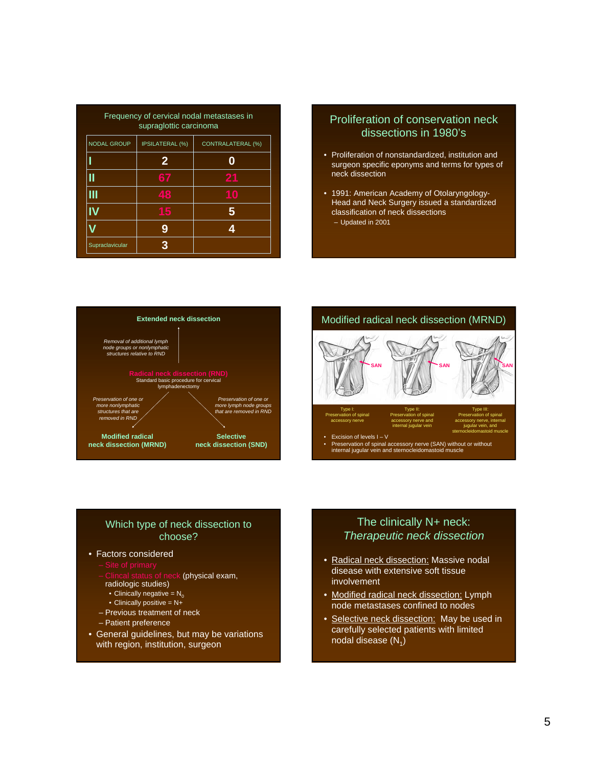## Frequency of cervical nodal metastases in supraglottic carcinoma

| NODAL GROUP | IPSILATERAL (%) | CONTRALATERAL (%) |
|---|---|---|
| I | 2 | 0 |
| II | 67 | 21 |
| III | 48 | 10 |
| IV | 15 | 5 |
| V | 9 | 4 |
| Supraclavicular | 3 | |

## Proliferation of conservation neck dissections in 1980's

- Proliferation of nonstandardized, institution and surgeon specific eponyms and terms for types of neck dissection
- 1991: American Academy of Otolaryngology-Head and Neck Surgery issued a standardized classification of neck dissections
  - Updated in 2001

## Extended neck dissection

*Removal of additional lymph node groups or nonlymphatic structures relative to RND*

**Radical neck dissection (RND)**
Standard basic procedure for cervical lymphadenectomy

*Preservation of one or more nonlymphatic structures that are removed in RND*

**Modified radical neck dissection (MRND)**

*Preservation of one or more lymph node groups that are removed in RND*

**Selective neck dissection (SND)**

## Modified radical neck dissection (MRND)

SAN | SAN | SAN

Type I: Preservation of spinal accessory nerve

Type II: Preservation of spinal accessory nerve and internal jugular vein

Type III: Preservation of spinal accessory nerve, internal jugular vein, and sternocleidomastoid muscle

- Excision of levels I – V
- Preservation of spinal accessory nerve (SAN) without or without internal jugular vein and sternocleidomastoid muscle

## Which type of neck dissection to choose?

- Factors considered
  - Site of primary
  - Clincal status of neck (physical exam, radiologic studies)
    - Clinically negative = $N_0$
    - Clinically positive = N+
  - Previous treatment of neck
  - Patient preference
- General guidelines, but may be variations with region, institution, surgeon

## The clinically N+ neck: *Therapeutic neck dissection*

- Radical neck dissection: Massive nodal disease with extensive soft tissue involvement
- Modified radical neck dissection: Lymph node metastases confined to nodes
- Selective neck dissection: May be used in carefully selected patients with limited nodal disease ($N_1$)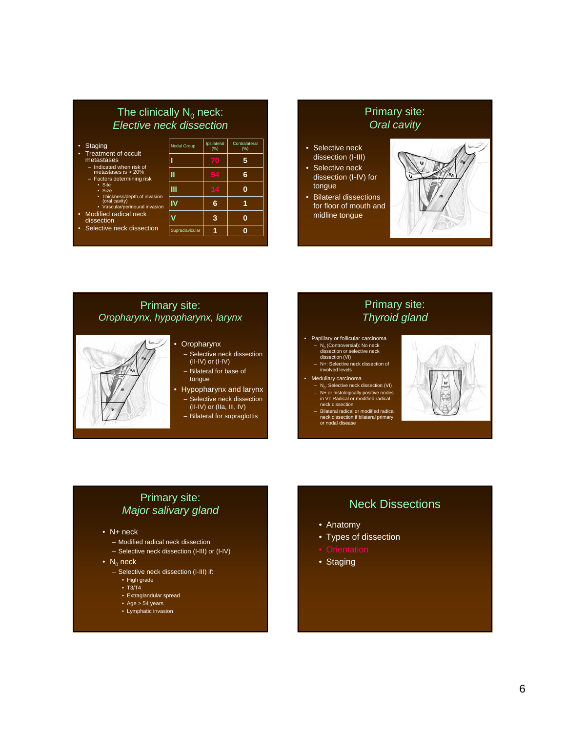## The clinically $N_0$ neck: *Elective neck dissection*

- Staging
- Treatment of occult metastases
  - Indicated when risk of metastases is > 20%
  - Factors determining risk
    - Site
    - Size
    - Thickness/depth of invasion (oral cavity)
    - Vascular/perineural invasion
- Modified radical neck dissection
- Selective neck dissection

| Nodal Group | Ipsilateral (%) | Contralateral (%) |
| --- | --- | --- |
| I | 70 | 5 |
| II | 54 | 6 |
| III | 14 | 0 |
| IV | 6 | 1 |
| V | 3 | 0 |
| Supraclavicular | 1 | 0 |

## Primary site: *Oral cavity*

- Selective neck dissection (I-III)
- Selective neck dissection (I-IV) for tongue
- Bilateral dissections for floor of mouth and midline tongue

## Primary site: *Oropharynx, hypopharynx, larynx*

- Oropharynx
  - Selective neck dissection (II-IV) or (I-IV)
  - Bilateral for base of tongue
- Hypopharynx and larynx
  - Selective neck dissection (II-IV) or (IIa, III, IV)
  - Bilateral for supraglottis

## Primary site: *Thyroid gland*

- Papillary or follicular carcinoma
  - $N_0$ (Controversial): No neck dissection or selective neck dissection (VI)
  - N+: Selective neck dissection of involved levels
- Medullary carcinoma
  - $N_0$: Selective neck dissection (VI)
  - N+ or histologically positive nodes in VI: Radical or modified radical neck dissection
  - Bilateral radical or modified radical neck dissection if bilateral primary or nodal disease

## Primary site: *Major salivary gland*

- N+ neck
  - Modified radical neck dissection
  - Selective neck dissection (I-III) or (I-IV)
- $N_0$ neck
  - Selective neck dissection (I-III) if:
    - High grade
    - T3/T4
    - Extraglandular spread
    - Age > 54 years
    - Lymphatic invasion

## Neck Dissections

- Anatomy
- Types of dissection
- Orientation
- Staging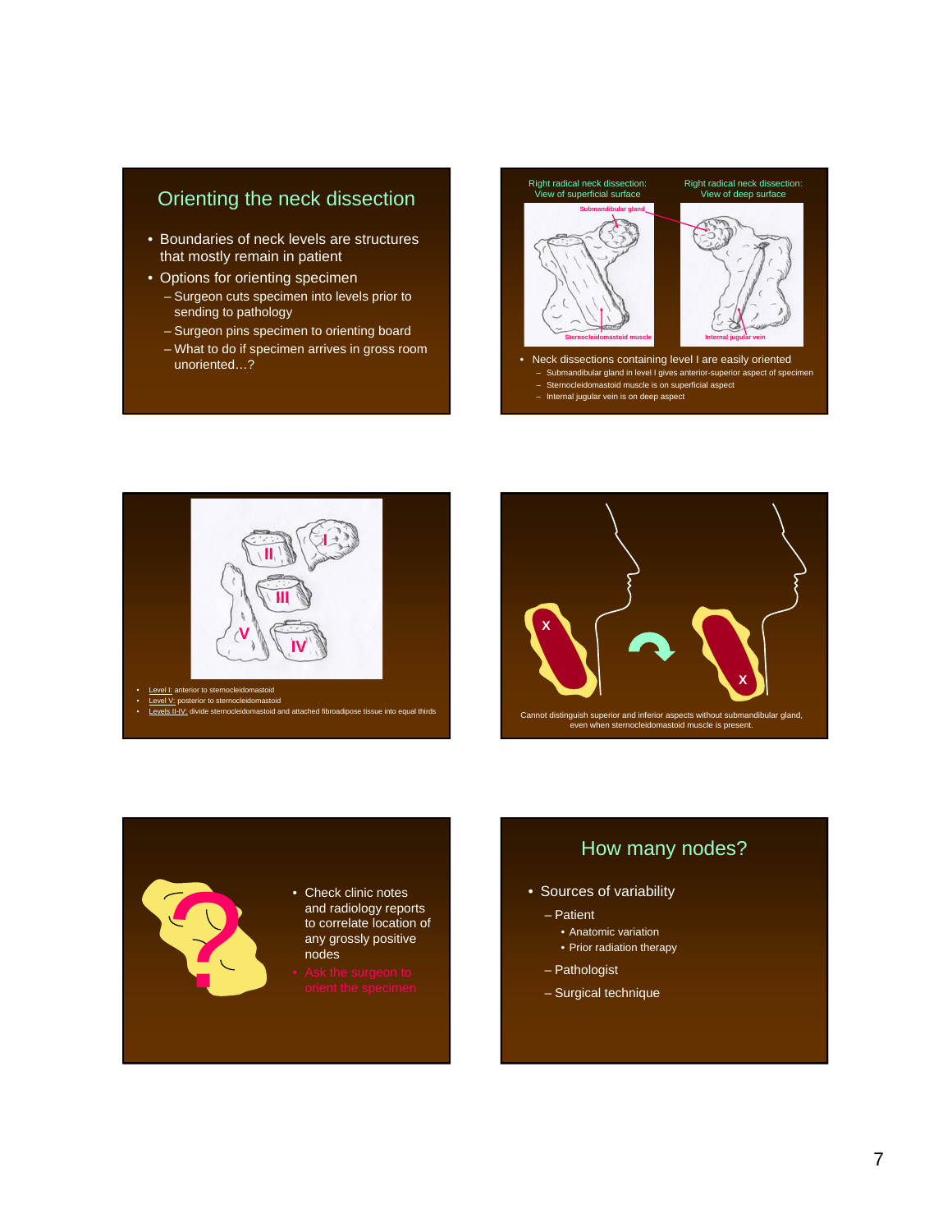## Orienting the neck dissection

- Boundaries of neck levels are structures that mostly remain in patient
- Options for orienting specimen
  - Surgeon cuts specimen into levels prior to sending to pathology
  - Surgeon pins specimen to orienting board
  - What to do if specimen arrives in gross room unoriented…?

---

Right radical neck dissection: View of superficial surface

Right radical neck dissection: View of deep surface

Submandibular gland

Sternocleidomastoid muscle

Internal jugular vein

- Neck dissections containing level I are easily oriented
  - Submandibular gland in level I gives anterior-superior aspect of specimen
  - Sternocleidomastoid muscle is on superficial aspect
  - Internal jugular vein is on deep aspect

---

II I III V IV

- Level I: anterior to sternocleidomastoid
- Level V: posterior to sternocleidomastoid
- Levels II-IV: divide sternocleidomastoid and attached fibroadipose tissue into equal thirds

---

X X

Cannot distinguish superior and inferior aspects without submandibular gland, even when sternocleidomastoid muscle is present.

---

?

- Check clinic notes and radiology reports to correlate location of any grossly positive nodes
- Ask the surgeon to orient the specimen

---

## How many nodes?

- Sources of variability
  - Patient
    - Anatomic variation
    - Prior radiation therapy
  - Pathologist
  - Surgical technique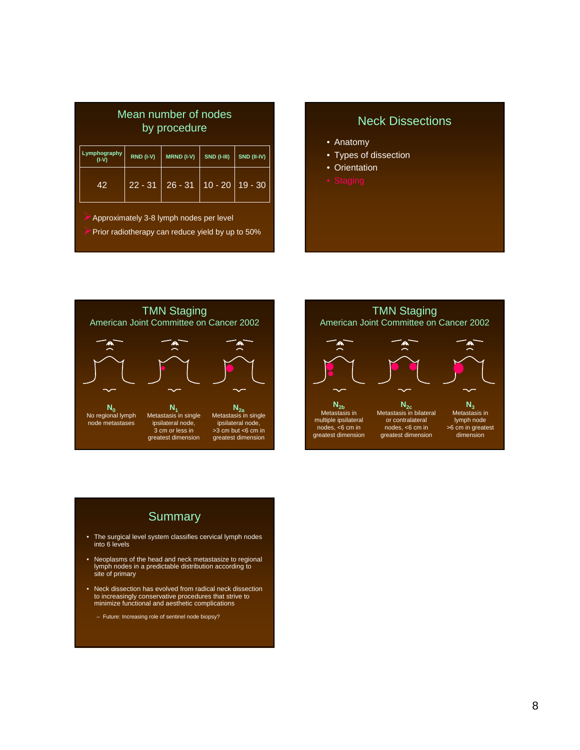## Mean number of nodes by procedure

| Lymphography (I-V) | RND (I-V) | MRND (I-V) | SND (I-III) | SND (II-IV) |
|---|---|---|---|---|
| 42 | 22 - 31 | 26 - 31 | 10 - 20 | 19 - 30 |

- Approximately 3-8 lymph nodes per level
- Prior radiotherapy can reduce yield by up to 50%

## Neck Dissections

- Anatomy
- Types of dissection
- Orientation
- Staging

## TMN Staging

American Joint Committee on Cancer 2002

**$N_0$**
No regional lymph node metastases

**$N_1$**
Metastasis in single ipsilateral node, 3 cm or less in greatest dimension

**$N_{2a}$**
Metastasis in single ipsilateral node, >3 cm but <6 cm in greatest dimension

## TMN Staging

American Joint Committee on Cancer 2002

**$N_{2b}$**
Metastasis in multiple ipsilateral nodes, <6 cm in greatest dimension

**$N_{2c}$**
Metastasis in bilateral or contralateral nodes, <6 cm in greatest dimension

**$N_3$**
Metastasis in lymph node >6 cm in greatest dimension

## Summary

- The surgical level system classifies cervical lymph nodes into 6 levels
- Neoplasms of the head and neck metastasize to regional lymph nodes in a predictable distribution according to site of primary
- Neck dissection has evolved from radical neck dissection to increasingly conservative procedures that strive to minimize functional and aesthetic complications
  - Future: Increasing role of sentinel node biopsy?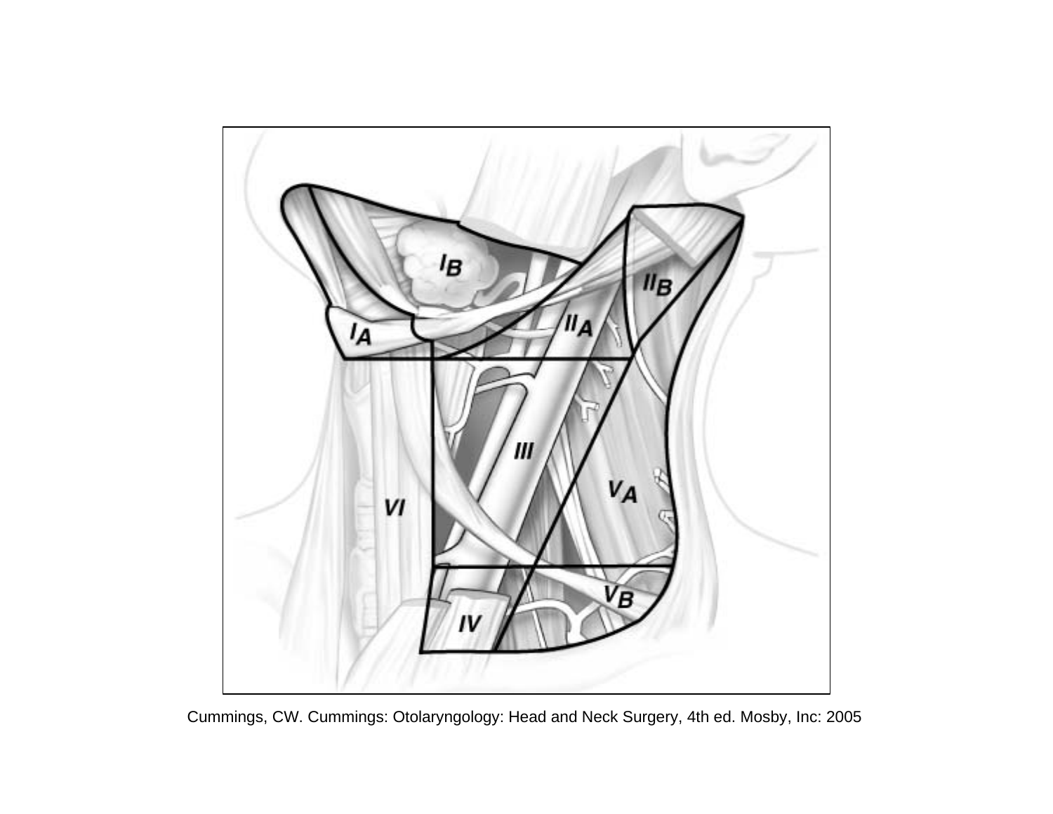Cummings, CW. Cummings: Otolaryngology: Head and Neck Surgery, 4th ed. Mosby, Inc: 2005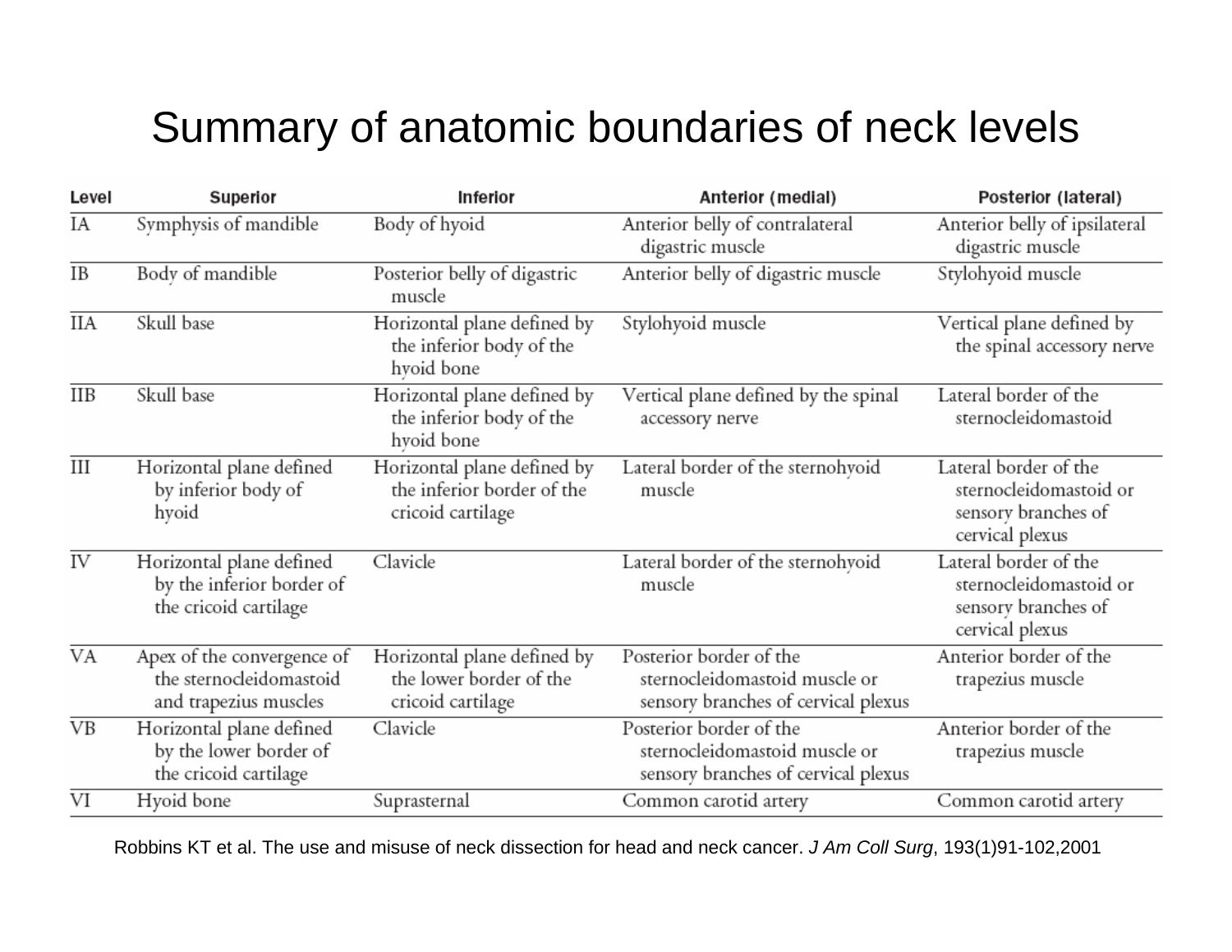# Summary of anatomic boundaries of neck levels

| Level | Superior | Inferior | Anterior (medial) | Posterior (lateral) |
|---|---|---|---|---|
| IA | Symphysis of mandible | Body of hyoid | Anterior belly of contralateral digastric muscle | Anterior belly of ipsilateral digastric muscle |
| IB | Body of mandible | Posterior belly of digastric muscle | Anterior belly of digastric muscle | Stylohyoid muscle |
| IIA | Skull base | Horizontal plane defined by the inferior body of the hyoid bone | Stylohyoid muscle | Vertical plane defined by the spinal accessory nerve |
| IIB | Skull base | Horizontal plane defined by the inferior body of the hyoid bone | Vertical plane defined by the spinal accessory nerve | Lateral border of the sternocleidomastoid |
| III | Horizontal plane defined by inferior body of hyoid | Horizontal plane defined by the inferior border of the cricoid cartilage | Lateral border of the sternohyoid muscle | Lateral border of the sternocleidomastoid or sensory branches of cervical plexus |
| IV | Horizontal plane defined by the inferior border of the cricoid cartilage | Clavicle | Lateral border of the sternohyoid muscle | Lateral border of the sternocleidomastoid or sensory branches of cervical plexus |
| VA | Apex of the convergence of the sternocleidomastoid and trapezius muscles | Horizontal plane defined by the lower border of the cricoid cartilage | Posterior border of the sternocleidomastoid muscle or sensory branches of cervical plexus | Anterior border of the trapezius muscle |
| VB | Horizontal plane defined by the lower border of the cricoid cartilage | Clavicle | Posterior border of the sternocleidomastoid muscle or sensory branches of cervical plexus | Anterior border of the trapezius muscle |
| VI | Hyoid bone | Suprasternal | Common carotid artery | Common carotid artery |

Robbins KT et al. The use and misuse of neck dissection for head and neck cancer. *J Am Coll Surg*, 193(1)91-102,2001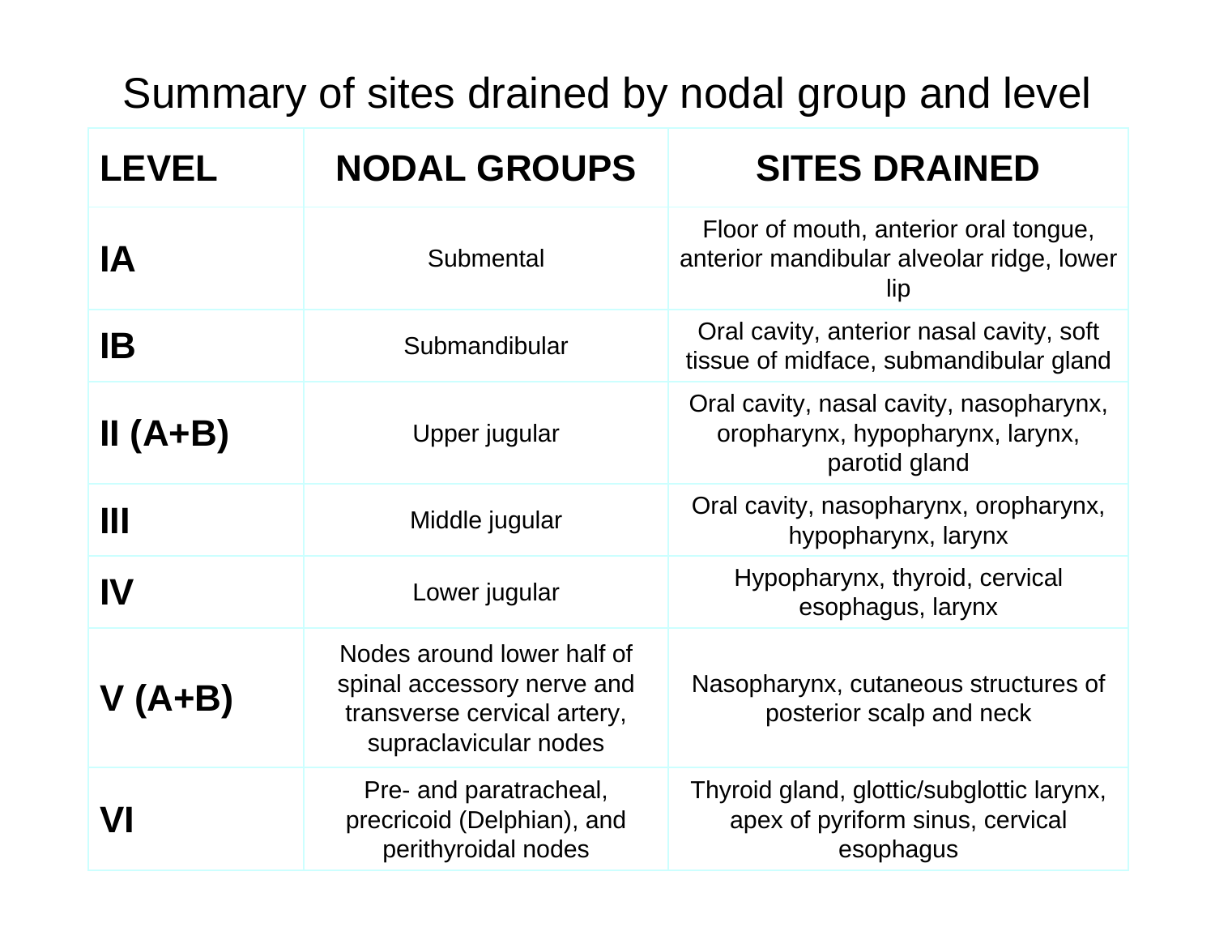# Summary of sites drained by nodal group and level

| LEVEL | NODAL GROUPS | SITES DRAINED |
| --- | --- | --- |
| **IA** | Submental | Floor of mouth, anterior oral tongue, anterior mandibular alveolar ridge, lower lip |
| **IB** | Submandibular | Oral cavity, anterior nasal cavity, soft tissue of midface, submandibular gland |
| **II (A+B)** | Upper jugular | Oral cavity, nasal cavity, nasopharynx, oropharynx, hypopharynx, larynx, parotid gland |
| **III** | Middle jugular | Oral cavity, nasopharynx, oropharynx, hypopharynx, larynx |
| **IV** | Lower jugular | Hypopharynx, thyroid, cervical esophagus, larynx |
| **V (A+B)** | Nodes around lower half of spinal accessory nerve and transverse cervical artery, supraclavicular nodes | Nasopharynx, cutaneous structures of posterior scalp and neck |
| **VI** | Pre- and paratracheal, precricoid (Delphian), and perithyroidal nodes | Thyroid gland, glottic/subglottic larynx, apex of pyriform sinus, cervical esophagus |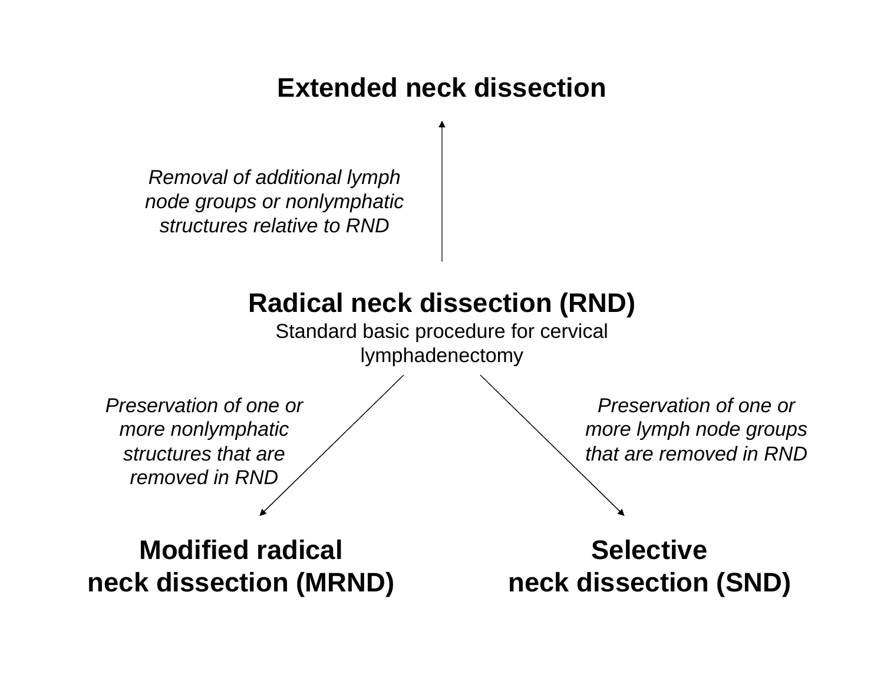**Extended neck dissection**

*Removal of additional lymph node groups or nonlymphatic structures relative to RND*

**Radical neck dissection (RND)**
Standard basic procedure for cervical lymphadenectomy

*Preservation of one or more nonlymphatic structures that are removed in RND*

*Preservation of one or more lymph node groups that are removed in RND*

**Modified radical neck dissection (MRND)**

**Selective neck dissection (SND)**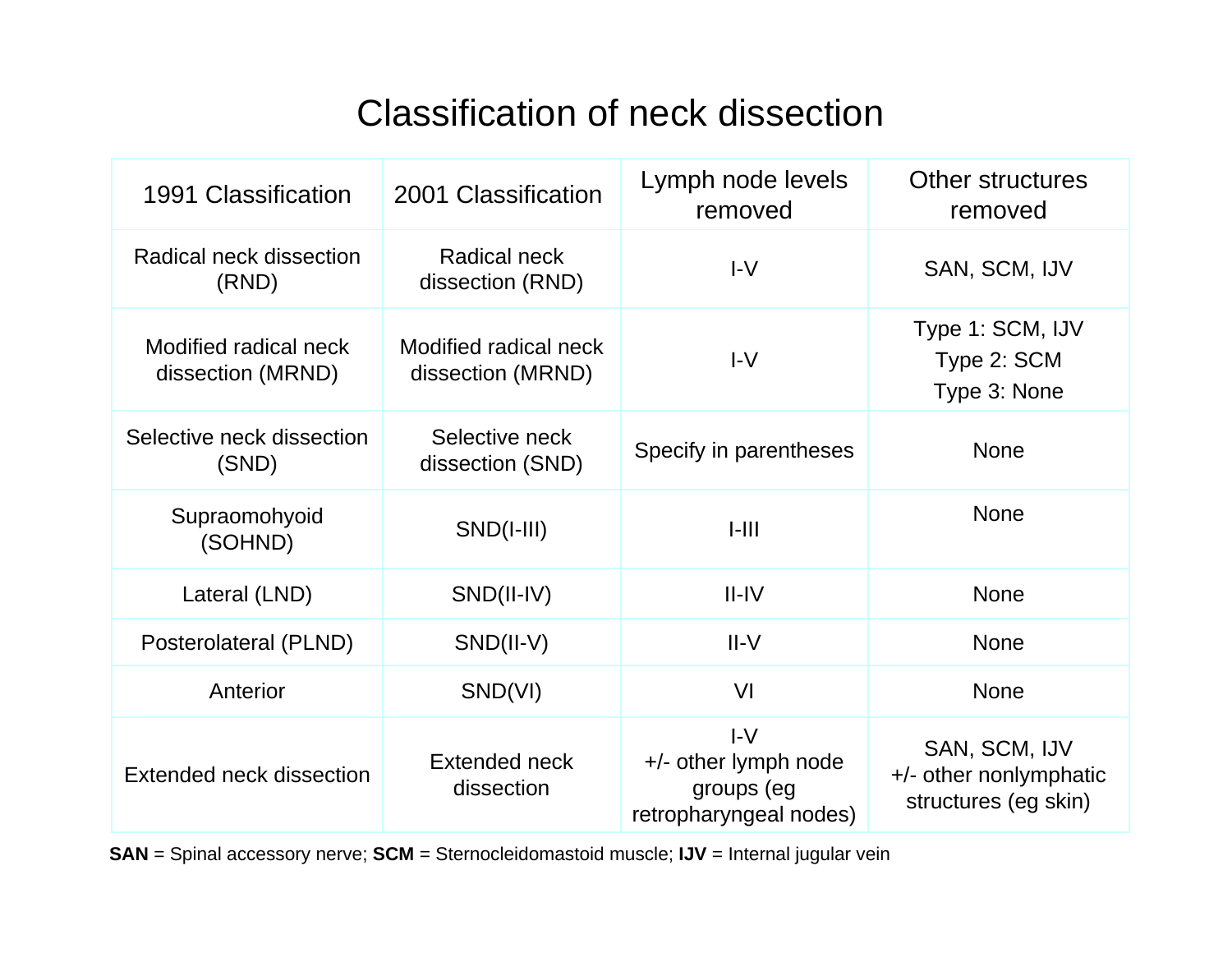# Classification of neck dissection

| 1991 Classification | 2001 Classification | Lymph node levels removed | Other structures removed |
|---|---|---|---|
| Radical neck dissection (RND) | Radical neck dissection (RND) | I-V | SAN, SCM, IJV |
| Modified radical neck dissection (MRND) | Modified radical neck dissection (MRND) | I-V | Type 1: SCM, IJV<br>Type 2: SCM<br>Type 3: None |
| Selective neck dissection (SND) | Selective neck dissection (SND) | Specify in parentheses | None |
| Supraomohyoid (SOHND) | SND(I-III) | I-III | None |
| Lateral (LND) | SND(II-IV) | II-IV | None |
| Posterolateral (PLND) | SND(II-V) | II-V | None |
| Anterior | SND(VI) | VI | None |
| Extended neck dissection | Extended neck dissection | I-V<br>+/- other lymph node groups (eg retropharyngeal nodes) | SAN, SCM, IJV<br>+/- other nonlymphatic structures (eg skin) |

**SAN** = Spinal accessory nerve; **SCM** = Sternocleidomastoid muscle; **IJV** = Internal jugular vein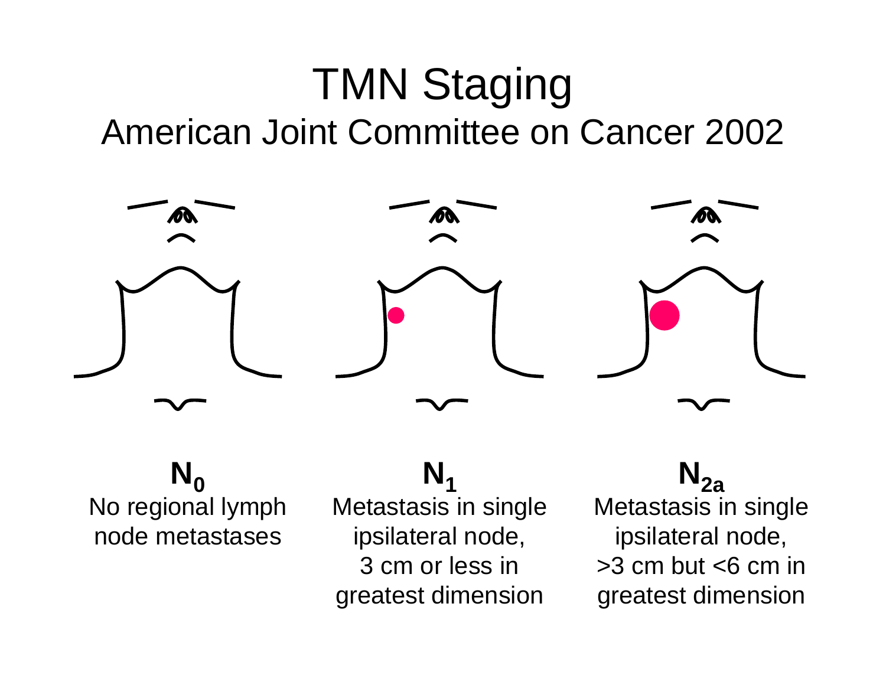# TMN Staging

## American Joint Committee on Cancer 2002

**$N_0$**
No regional lymph node metastases

**$N_1$**
Metastasis in single ipsilateral node, 3 cm or less in greatest dimension

**$N_{2a}$**
Metastasis in single ipsilateral node, >3 cm but <6 cm in greatest dimension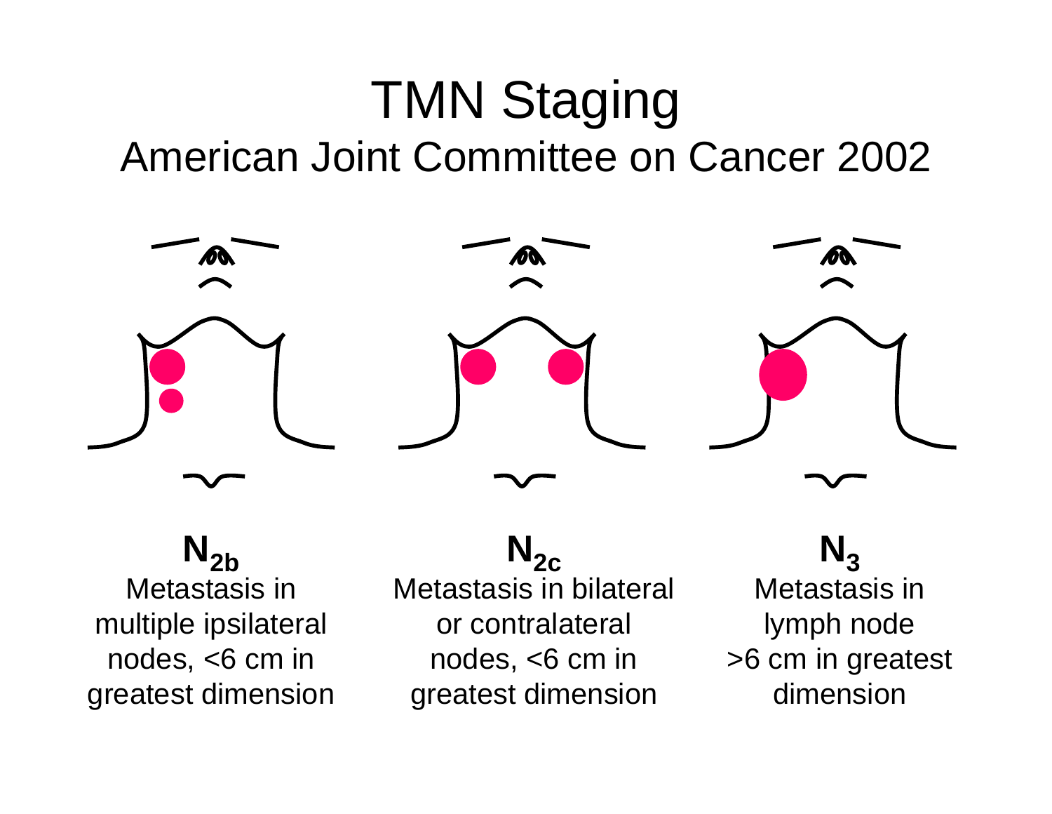# TMN Staging

## American Joint Committee on Cancer 2002

**$N_{2b}$**
Metastasis in multiple ipsilateral nodes, <6 cm in greatest dimension

**$N_{2c}$**
Metastasis in bilateral or contralateral nodes, <6 cm in greatest dimension

**$N_3$**
Metastasis in lymph node >6 cm in greatest dimension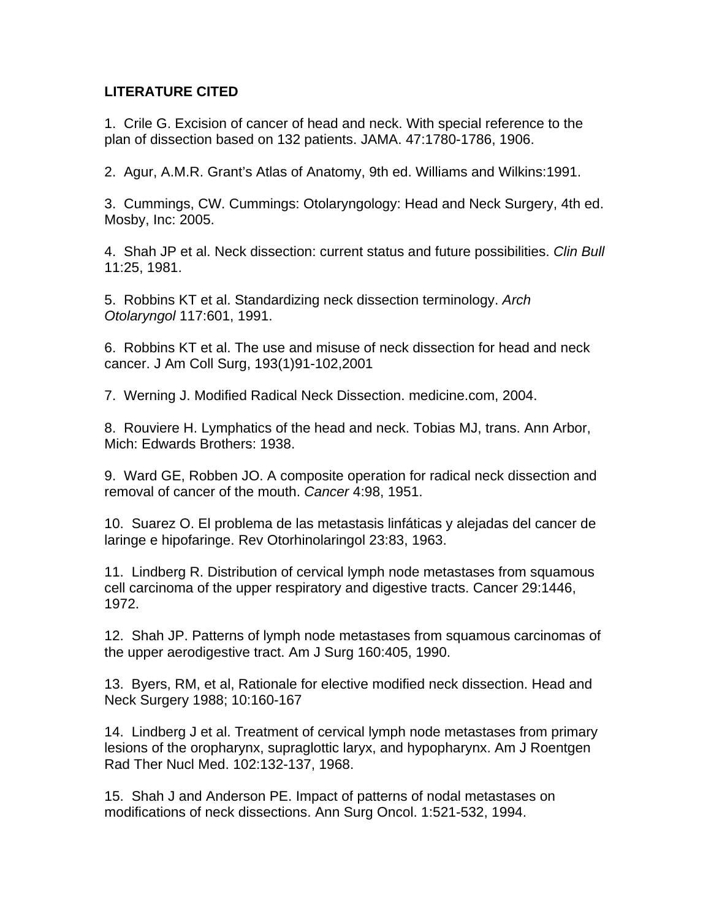**LITERATURE CITED**

1. Crile G. Excision of cancer of head and neck. With special reference to the plan of dissection based on 132 patients. JAMA. 47:1780-1786, 1906.

2. Agur, A.M.R. Grant's Atlas of Anatomy, 9th ed. Williams and Wilkins:1991.

3. Cummings, CW. Cummings: Otolaryngology: Head and Neck Surgery, 4th ed. Mosby, Inc: 2005.

4. Shah JP et al. Neck dissection: current status and future possibilities. *Clin Bull* 11:25, 1981.

5. Robbins KT et al. Standardizing neck dissection terminology. *Arch Otolaryngol* 117:601, 1991.

6. Robbins KT et al. The use and misuse of neck dissection for head and neck cancer. J Am Coll Surg, 193(1)91-102,2001

7. Werning J. Modified Radical Neck Dissection. medicine.com, 2004.

8. Rouviere H. Lymphatics of the head and neck. Tobias MJ, trans. Ann Arbor, Mich: Edwards Brothers: 1938.

9. Ward GE, Robben JO. A composite operation for radical neck dissection and removal of cancer of the mouth. *Cancer* 4:98, 1951.

10. Suarez O. El problema de las metastasis linfáticas y alejadas del cancer de laringe e hipofaringe. Rev Otorhinolaringol 23:83, 1963.

11. Lindberg R. Distribution of cervical lymph node metastases from squamous cell carcinoma of the upper respiratory and digestive tracts. Cancer 29:1446, 1972.

12. Shah JP. Patterns of lymph node metastases from squamous carcinomas of the upper aerodigestive tract. Am J Surg 160:405, 1990.

13. Byers, RM, et al, Rationale for elective modified neck dissection. Head and Neck Surgery 1988; 10:160-167

14. Lindberg J et al. Treatment of cervical lymph node metastases from primary lesions of the oropharynx, supraglottic laryx, and hypopharynx. Am J Roentgen Rad Ther Nucl Med. 102:132-137, 1968.

15. Shah J and Anderson PE. Impact of patterns of nodal metastases on modifications of neck dissections. Ann Surg Oncol. 1:521-532, 1994.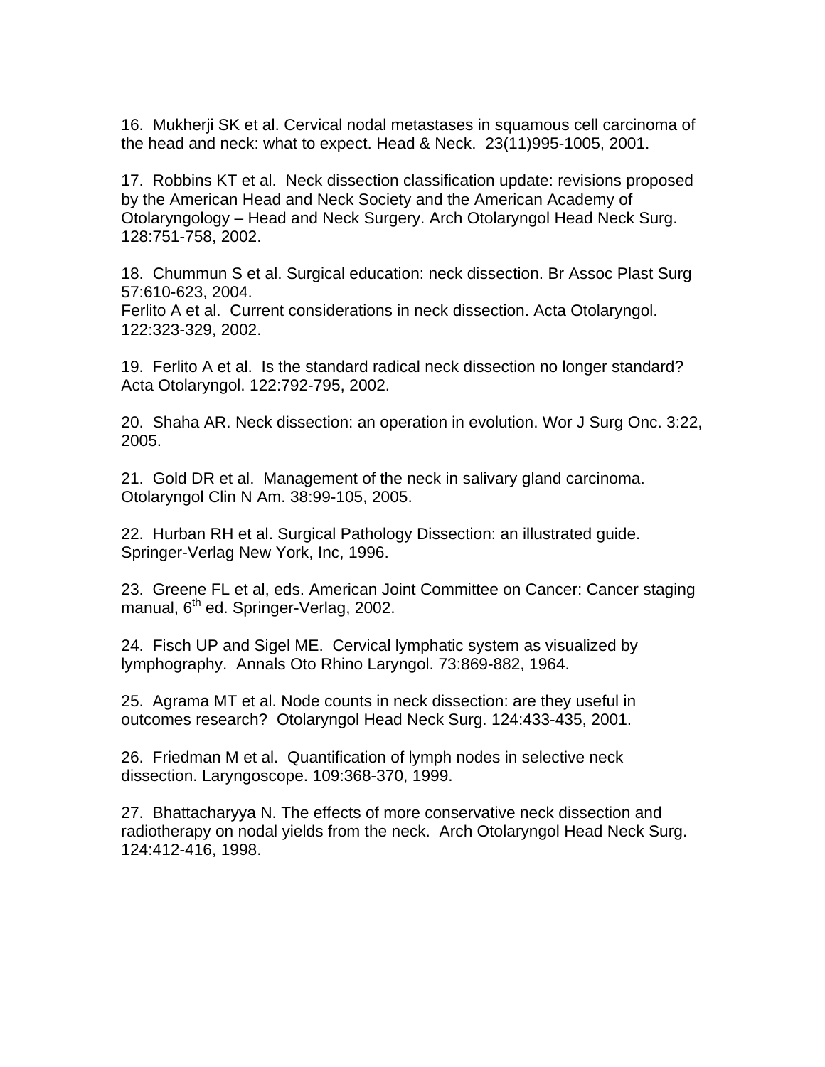16. Mukherji SK et al. Cervical nodal metastases in squamous cell carcinoma of the head and neck: what to expect. Head & Neck. 23(11)995-1005, 2001.

17. Robbins KT et al. Neck dissection classification update: revisions proposed by the American Head and Neck Society and the American Academy of Otolaryngology – Head and Neck Surgery. Arch Otolaryngol Head Neck Surg. 128:751-758, 2002.

18. Chummun S et al. Surgical education: neck dissection. Br Assoc Plast Surg 57:610-623, 2004.
Ferlito A et al. Current considerations in neck dissection. Acta Otolaryngol. 122:323-329, 2002.

19. Ferlito A et al. Is the standard radical neck dissection no longer standard? Acta Otolaryngol. 122:792-795, 2002.

20. Shaha AR. Neck dissection: an operation in evolution. Wor J Surg Onc. 3:22, 2005.

21. Gold DR et al. Management of the neck in salivary gland carcinoma. Otolaryngol Clin N Am. 38:99-105, 2005.

22. Hurban RH et al. Surgical Pathology Dissection: an illustrated guide. Springer-Verlag New York, Inc, 1996.

23. Greene FL et al, eds. American Joint Committee on Cancer: Cancer staging manual, 6th ed. Springer-Verlag, 2002.

24. Fisch UP and Sigel ME. Cervical lymphatic system as visualized by lymphography. Annals Oto Rhino Laryngol. 73:869-882, 1964.

25. Agrama MT et al. Node counts in neck dissection: are they useful in outcomes research? Otolaryngol Head Neck Surg. 124:433-435, 2001.

26. Friedman M et al. Quantification of lymph nodes in selective neck dissection. Laryngoscope. 109:368-370, 1999.

27. Bhattacharyya N. The effects of more conservative neck dissection and radiotherapy on nodal yields from the neck. Arch Otolaryngol Head Neck Surg. 124:412-416, 1998.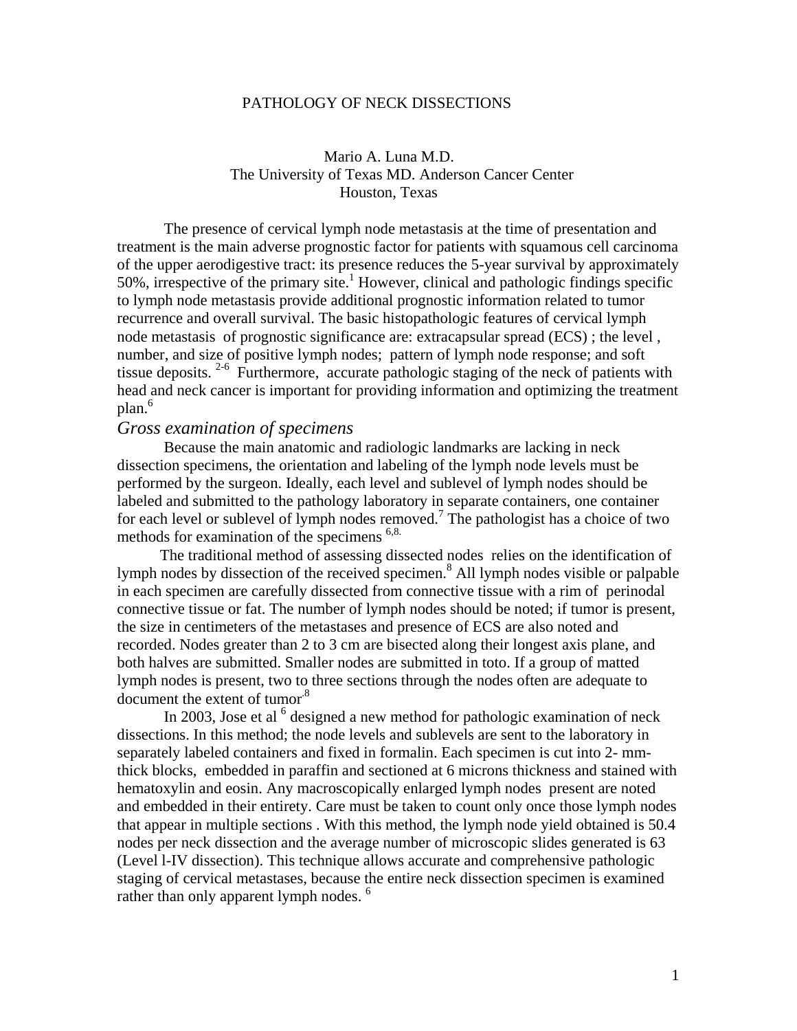# PATHOLOGY OF NECK DISSECTIONS

Mario A. Luna M.D.
The University of Texas MD. Anderson Cancer Center
Houston, Texas

The presence of cervical lymph node metastasis at the time of presentation and treatment is the main adverse prognostic factor for patients with squamous cell carcinoma of the upper aerodigestive tract: its presence reduces the 5-year survival by approximately 50%, irrespective of the primary site.[1] However, clinical and pathologic findings specific to lymph node metastasis provide additional prognostic information related to tumor recurrence and overall survival. The basic histopathologic features of cervical lymph node metastasis of prognostic significance are: extracapsular spread (ECS) ; the level , number, and size of positive lymph nodes; pattern of lymph node response; and soft tissue deposits. [2-6] Furthermore, accurate pathologic staging of the neck of patients with head and neck cancer is important for providing information and optimizing the treatment plan.[6]

## *Gross examination of specimens*

Because the main anatomic and radiologic landmarks are lacking in neck dissection specimens, the orientation and labeling of the lymph node levels must be performed by the surgeon. Ideally, each level and sublevel of lymph nodes should be labeled and submitted to the pathology laboratory in separate containers, one container for each level or sublevel of lymph nodes removed.[7] The pathologist has a choice of two methods for examination of the specimens [6,8].

The traditional method of assessing dissected nodes relies on the identification of lymph nodes by dissection of the received specimen.[8] All lymph nodes visible or palpable in each specimen are carefully dissected from connective tissue with a rim of perinodal connective tissue or fat. The number of lymph nodes should be noted; if tumor is present, the size in centimeters of the metastases and presence of ECS are also noted and recorded. Nodes greater than 2 to 3 cm are bisected along their longest axis plane, and both halves are submitted. Smaller nodes are submitted in toto. If a group of matted lymph nodes is present, two to three sections through the nodes often are adequate to document the extent of tumor.[8]

In 2003, Jose et al [6] designed a new method for pathologic examination of neck dissections. In this method; the node levels and sublevels are sent to the laboratory in separately labeled containers and fixed in formalin. Each specimen is cut into 2- mm-thick blocks, embedded in paraffin and sectioned at 6 microns thickness and stained with hematoxylin and eosin. Any macroscopically enlarged lymph nodes present are noted and embedded in their entirety. Care must be taken to count only once those lymph nodes that appear in multiple sections . With this method, the lymph node yield obtained is 50.4 nodes per neck dissection and the average number of microscopic slides generated is 63 (Level l-IV dissection). This technique allows accurate and comprehensive pathologic staging of cervical metastases, because the entire neck dissection specimen is examined rather than only apparent lymph nodes. [6]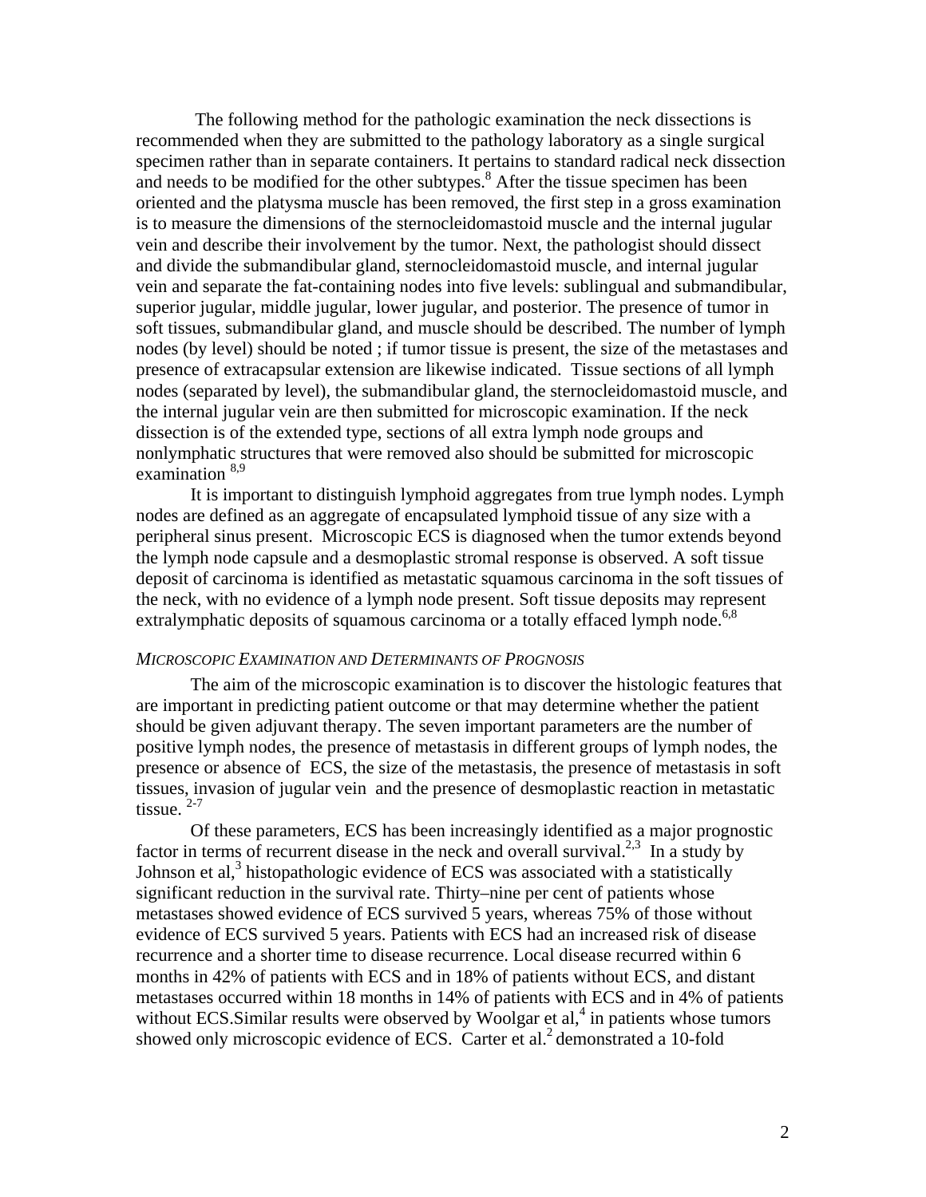The following method for the pathologic examination the neck dissections is recommended when they are submitted to the pathology laboratory as a single surgical specimen rather than in separate containers. It pertains to standard radical neck dissection and needs to be modified for the other subtypes.[8] After the tissue specimen has been oriented and the platysma muscle has been removed, the first step in a gross examination is to measure the dimensions of the sternocleidomastoid muscle and the internal jugular vein and describe their involvement by the tumor. Next, the pathologist should dissect and divide the submandibular gland, sternocleidomastoid muscle, and internal jugular vein and separate the fat-containing nodes into five levels: sublingual and submandibular, superior jugular, middle jugular, lower jugular, and posterior. The presence of tumor in soft tissues, submandibular gland, and muscle should be described. The number of lymph nodes (by level) should be noted ; if tumor tissue is present, the size of the metastases and presence of extracapsular extension are likewise indicated. Tissue sections of all lymph nodes (separated by level), the submandibular gland, the sternocleidomastoid muscle, and the internal jugular vein are then submitted for microscopic examination. If the neck dissection is of the extended type, sections of all extra lymph node groups and nonlymphatic structures that were removed also should be submitted for microscopic examination [8,9]

It is important to distinguish lymphoid aggregates from true lymph nodes. Lymph nodes are defined as an aggregate of encapsulated lymphoid tissue of any size with a peripheral sinus present. Microscopic ECS is diagnosed when the tumor extends beyond the lymph node capsule and a desmoplastic stromal response is observed. A soft tissue deposit of carcinoma is identified as metastatic squamous carcinoma in the soft tissues of the neck, with no evidence of a lymph node present. Soft tissue deposits may represent extralymphatic deposits of squamous carcinoma or a totally effaced lymph node.[6,8]

*MICROSCOPIC EXAMINATION AND DETERMINANTS OF PROGNOSIS*

The aim of the microscopic examination is to discover the histologic features that are important in predicting patient outcome or that may determine whether the patient should be given adjuvant therapy. The seven important parameters are the number of positive lymph nodes, the presence of metastasis in different groups of lymph nodes, the presence or absence of ECS, the size of the metastasis, the presence of metastasis in soft tissues, invasion of jugular vein and the presence of desmoplastic reaction in metastatic tissue. [2-7]

Of these parameters, ECS has been increasingly identified as a major prognostic factor in terms of recurrent disease in the neck and overall survival.[2,3] In a study by Johnson et al,[3] histopathologic evidence of ECS was associated with a statistically significant reduction in the survival rate. Thirty–nine per cent of patients whose metastases showed evidence of ECS survived 5 years, whereas 75% of those without evidence of ECS survived 5 years. Patients with ECS had an increased risk of disease recurrence and a shorter time to disease recurrence. Local disease recurred within 6 months in 42% of patients with ECS and in 18% of patients without ECS, and distant metastases occurred within 18 months in 14% of patients with ECS and in 4% of patients without ECS.Similar results were observed by Woolgar et al,[4] in patients whose tumors showed only microscopic evidence of ECS. Carter et al.[2] demonstrated a 10-fold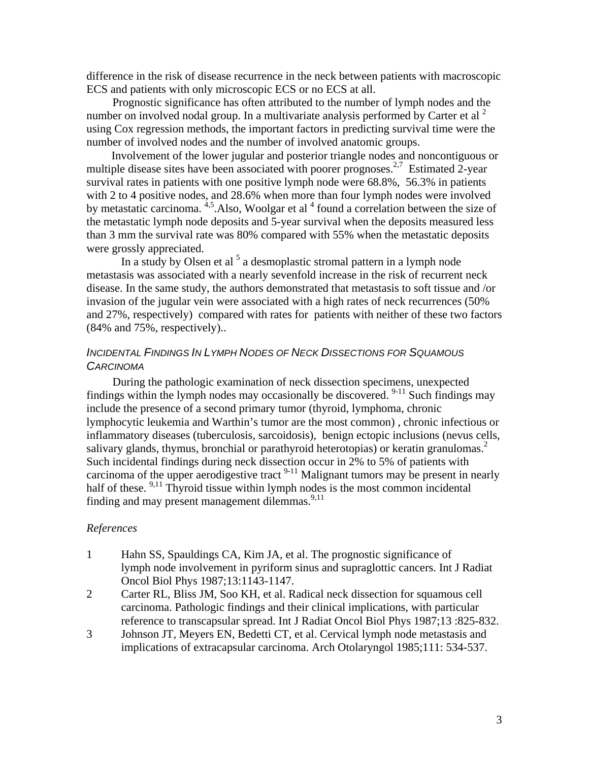difference in the risk of disease recurrence in the neck between patients with macroscopic ECS and patients with only microscopic ECS or no ECS at all.

Prognostic significance has often attributed to the number of lymph nodes and the number on involved nodal group. In a multivariate analysis performed by Carter et al [2] using Cox regression methods, the important factors in predicting survival time were the number of involved nodes and the number of involved anatomic groups.

Involvement of the lower jugular and posterior triangle nodes and noncontiguous or multiple disease sites have been associated with poorer prognoses.[2,7] Estimated 2-year survival rates in patients with one positive lymph node were 68.8%, 56.3% in patients with 2 to 4 positive nodes, and 28.6% when more than four lymph nodes were involved by metastatic carcinoma. [4,5].Also, Woolgar et al [4] found a correlation between the size of the metastatic lymph node deposits and 5-year survival when the deposits measured less than 3 mm the survival rate was 80% compared with 55% when the metastatic deposits were grossly appreciated.

In a study by Olsen et al [5] a desmoplastic stromal pattern in a lymph node metastasis was associated with a nearly sevenfold increase in the risk of recurrent neck disease. In the same study, the authors demonstrated that metastasis to soft tissue and /or invasion of the jugular vein were associated with a high rates of neck recurrences (50% and 27%, respectively) compared with rates for patients with neither of these two factors (84% and 75%, respectively)..

### *Incidental Findings In Lymph Nodes of Neck Dissections for Squamous Carcinoma*

During the pathologic examination of neck dissection specimens, unexpected findings within the lymph nodes may occasionally be discovered. [9-11] Such findings may include the presence of a second primary tumor (thyroid, lymphoma, chronic lymphocytic leukemia and Warthin's tumor are the most common) , chronic infectious or inflammatory diseases (tuberculosis, sarcoidosis), benign ectopic inclusions (nevus cells, salivary glands, thymus, bronchial or parathyroid heterotopias) or keratin granulomas.[2] Such incidental findings during neck dissection occur in 2% to 5% of patients with carcinoma of the upper aerodigestive tract [9-11] Malignant tumors may be present in nearly half of these. [9,11] Thyroid tissue within lymph nodes is the most common incidental finding and may present management dilemmas.[9,11]

### *References*

1. Hahn SS, Spauldings CA, Kim JA, et al. The prognostic significance of lymph node involvement in pyriform sinus and supraglottic cancers. Int J Radiat Oncol Biol Phys 1987;13:1143-1147.
2. Carter RL, Bliss JM, Soo KH, et al. Radical neck dissection for squamous cell carcinoma. Pathologic findings and their clinical implications, with particular reference to transcapsular spread. Int J Radiat Oncol Biol Phys 1987;13 :825-832.
3. Johnson JT, Meyers EN, Bedetti CT, et al. Cervical lymph node metastasis and implications of extracapsular carcinoma. Arch Otolaryngol 1985;111: 534-537.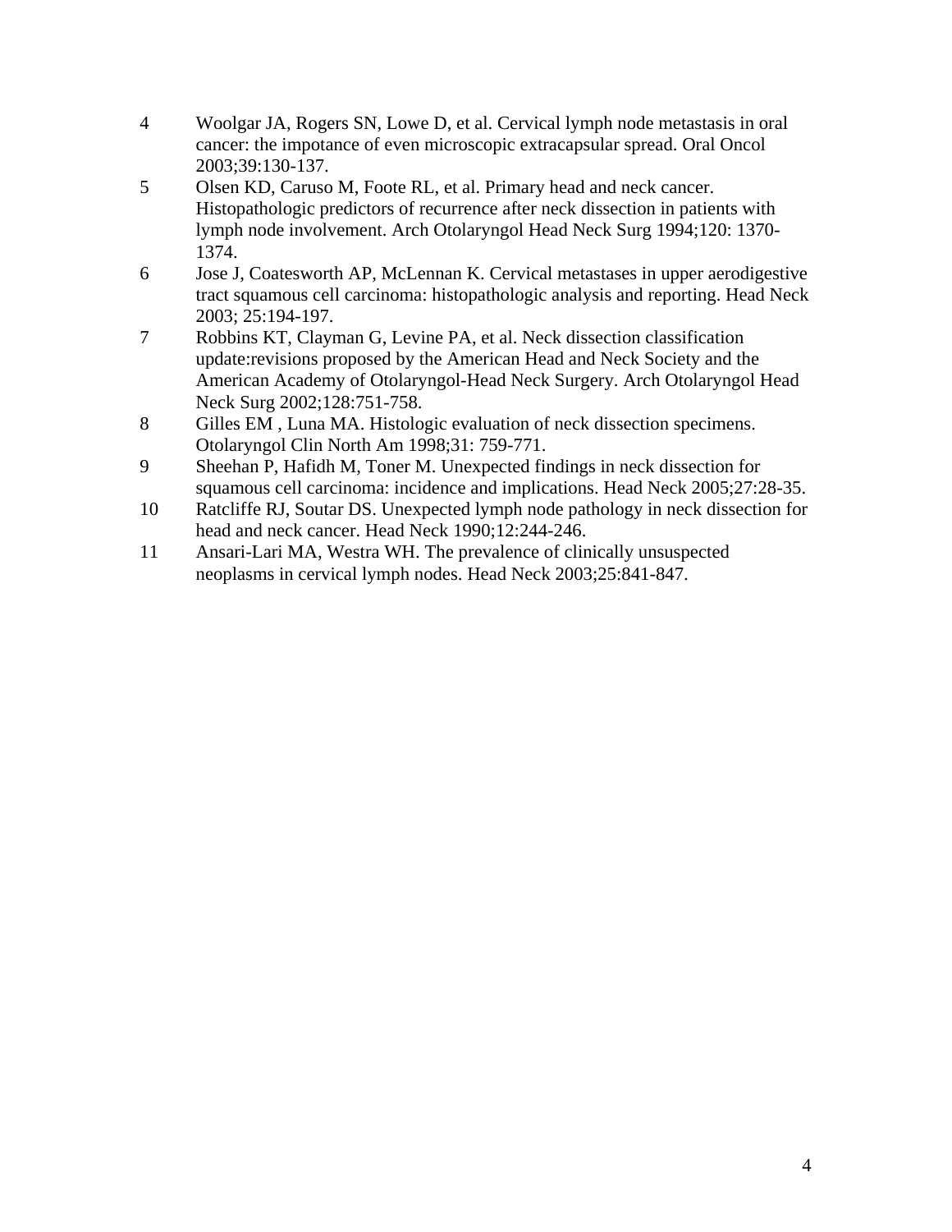4 Woolgar JA, Rogers SN, Lowe D, et al. Cervical lymph node metastasis in oral cancer: the impotance of even microscopic extracapsular spread. Oral Oncol 2003;39:130-137.

5 Olsen KD, Caruso M, Foote RL, et al. Primary head and neck cancer. Histopathologic predictors of recurrence after neck dissection in patients with lymph node involvement. Arch Otolaryngol Head Neck Surg 1994;120: 1370-1374.

6 Jose J, Coatesworth AP, McLennan K. Cervical metastases in upper aerodigestive tract squamous cell carcinoma: histopathologic analysis and reporting. Head Neck 2003; 25:194-197.

7 Robbins KT, Clayman G, Levine PA, et al. Neck dissection classification update:revisions proposed by the American Head and Neck Society and the American Academy of Otolaryngol-Head Neck Surgery. Arch Otolaryngol Head Neck Surg 2002;128:751-758.

8 Gilles EM , Luna MA. Histologic evaluation of neck dissection specimens. Otolaryngol Clin North Am 1998;31: 759-771.

9 Sheehan P, Hafidh M, Toner M. Unexpected findings in neck dissection for squamous cell carcinoma: incidence and implications. Head Neck 2005;27:28-35.

10 Ratcliffe RJ, Soutar DS. Unexpected lymph node pathology in neck dissection for head and neck cancer. Head Neck 1990;12:244-246.

11 Ansari-Lari MA, Westra WH. The prevalence of clinically unsuspected neoplasms in cervical lymph nodes. Head Neck 2003;25:841-847.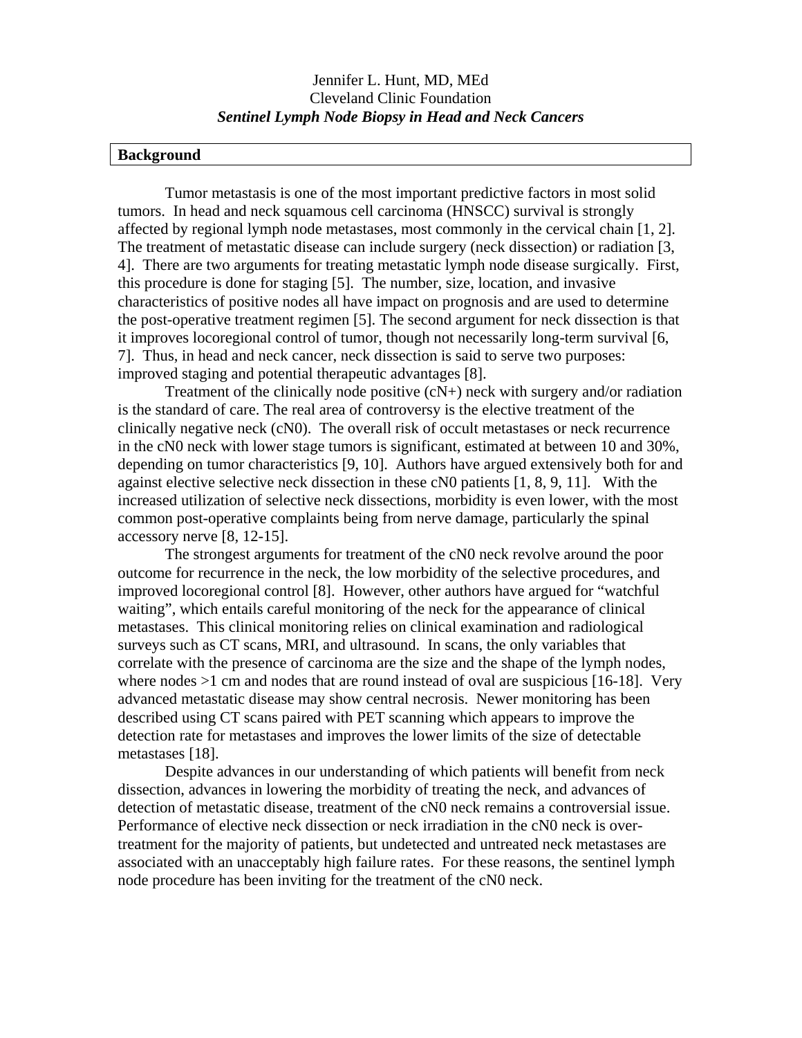Jennifer L. Hunt, MD, MEd
Cleveland Clinic Foundation
***Sentinel Lymph Node Biopsy in Head and Neck Cancers***

## Background

Tumor metastasis is one of the most important predictive factors in most solid tumors. In head and neck squamous cell carcinoma (HNSCC) survival is strongly affected by regional lymph node metastases, most commonly in the cervical chain [1, 2]. The treatment of metastatic disease can include surgery (neck dissection) or radiation [3, 4]. There are two arguments for treating metastatic lymph node disease surgically. First, this procedure is done for staging [5]. The number, size, location, and invasive characteristics of positive nodes all have impact on prognosis and are used to determine the post-operative treatment regimen [5]. The second argument for neck dissection is that it improves locoregional control of tumor, though not necessarily long-term survival [6, 7]. Thus, in head and neck cancer, neck dissection is said to serve two purposes: improved staging and potential therapeutic advantages [8].

Treatment of the clinically node positive (cN+) neck with surgery and/or radiation is the standard of care. The real area of controversy is the elective treatment of the clinically negative neck (cN0). The overall risk of occult metastases or neck recurrence in the cN0 neck with lower stage tumors is significant, estimated at between 10 and 30%, depending on tumor characteristics [9, 10]. Authors have argued extensively both for and against elective selective neck dissection in these cN0 patients [1, 8, 9, 11]. With the increased utilization of selective neck dissections, morbidity is even lower, with the most common post-operative complaints being from nerve damage, particularly the spinal accessory nerve [8, 12-15].

The strongest arguments for treatment of the cN0 neck revolve around the poor outcome for recurrence in the neck, the low morbidity of the selective procedures, and improved locoregional control [8]. However, other authors have argued for "watchful waiting", which entails careful monitoring of the neck for the appearance of clinical metastases. This clinical monitoring relies on clinical examination and radiological surveys such as CT scans, MRI, and ultrasound. In scans, the only variables that correlate with the presence of carcinoma are the size and the shape of the lymph nodes, where nodes >1 cm and nodes that are round instead of oval are suspicious [16-18]. Very advanced metastatic disease may show central necrosis. Newer monitoring has been described using CT scans paired with PET scanning which appears to improve the detection rate for metastases and improves the lower limits of the size of detectable metastases [18].

Despite advances in our understanding of which patients will benefit from neck dissection, advances in lowering the morbidity of treating the neck, and advances of detection of metastatic disease, treatment of the cN0 neck remains a controversial issue. Performance of elective neck dissection or neck irradiation in the cN0 neck is over-treatment for the majority of patients, but undetected and untreated neck metastases are associated with an unacceptably high failure rates. For these reasons, the sentinel lymph node procedure has been inviting for the treatment of the cN0 neck.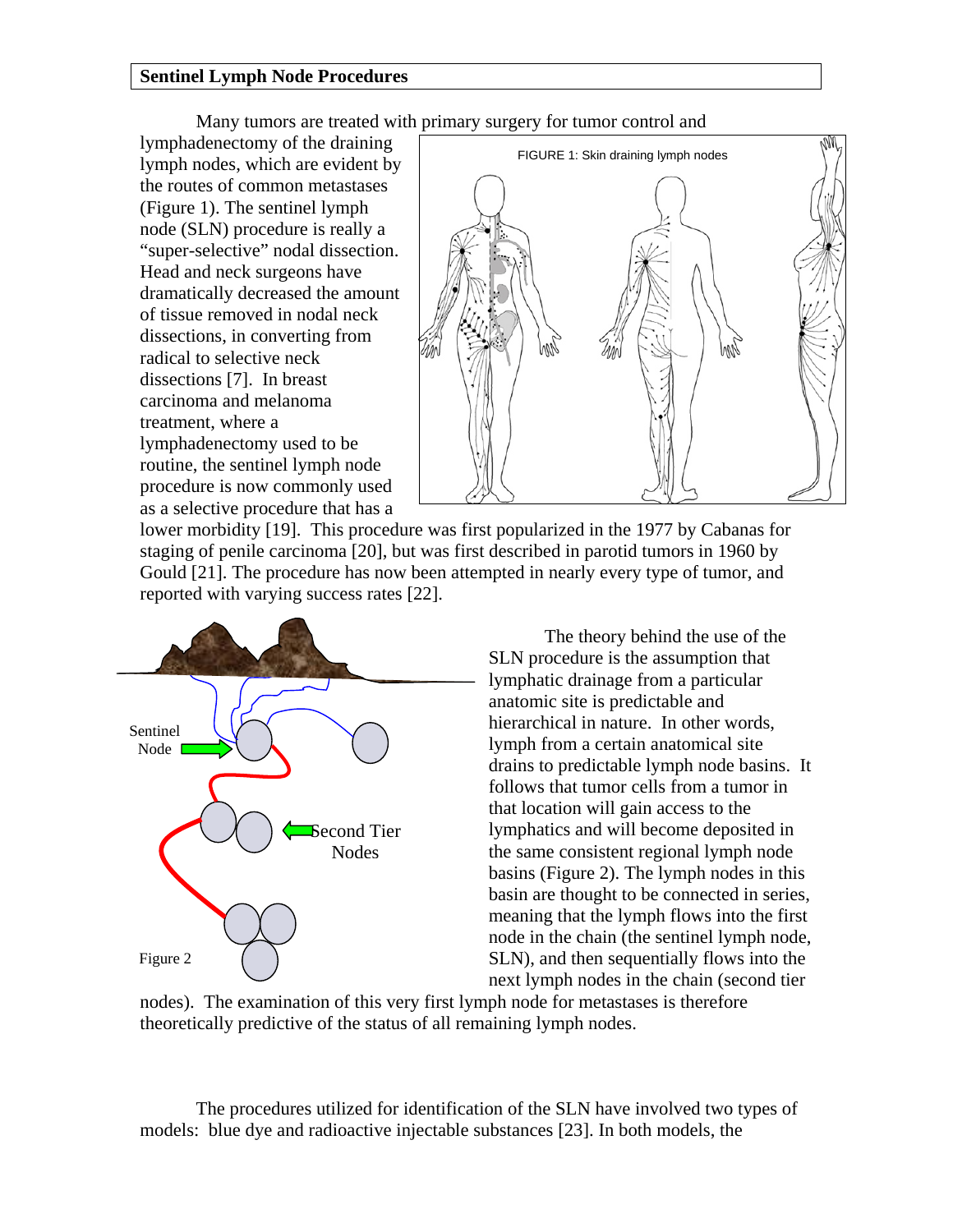**Sentinel Lymph Node Procedures**

Many tumors are treated with primary surgery for tumor control and lymphadenectomy of the draining lymph nodes, which are evident by the routes of common metastases (Figure 1). The sentinel lymph node (SLN) procedure is really a "super-selective" nodal dissection. Head and neck surgeons have dramatically decreased the amount of tissue removed in nodal neck dissections, in converting from radical to selective neck dissections [7]. In breast carcinoma and melanoma treatment, where a lymphadenectomy used to be routine, the sentinel lymph node procedure is now commonly used as a selective procedure that has a lower morbidity [19]. This procedure was first popularized in the 1977 by Cabanas for staging of penile carcinoma [20], but was first described in parotid tumors in 1960 by Gould [21]. The procedure has now been attempted in nearly every type of tumor, and reported with varying success rates [22].

FIGURE 1: Skin draining lymph nodes

Figure 2

The theory behind the use of the SLN procedure is the assumption that lymphatic drainage from a particular anatomic site is predictable and hierarchical in nature. In other words, lymph from a certain anatomical site drains to predictable lymph node basins. It follows that tumor cells from a tumor in that location will gain access to the lymphatics and will become deposited in the same consistent regional lymph node basins (Figure 2). The lymph nodes in this basin are thought to be connected in series, meaning that the lymph flows into the first node in the chain (the sentinel lymph node, SLN), and then sequentially flows into the next lymph nodes in the chain (second tier nodes). The examination of this very first lymph node for metastases is therefore theoretically predictive of the status of all remaining lymph nodes.

The procedures utilized for identification of the SLN have involved two types of models: blue dye and radioactive injectable substances [23]. In both models, the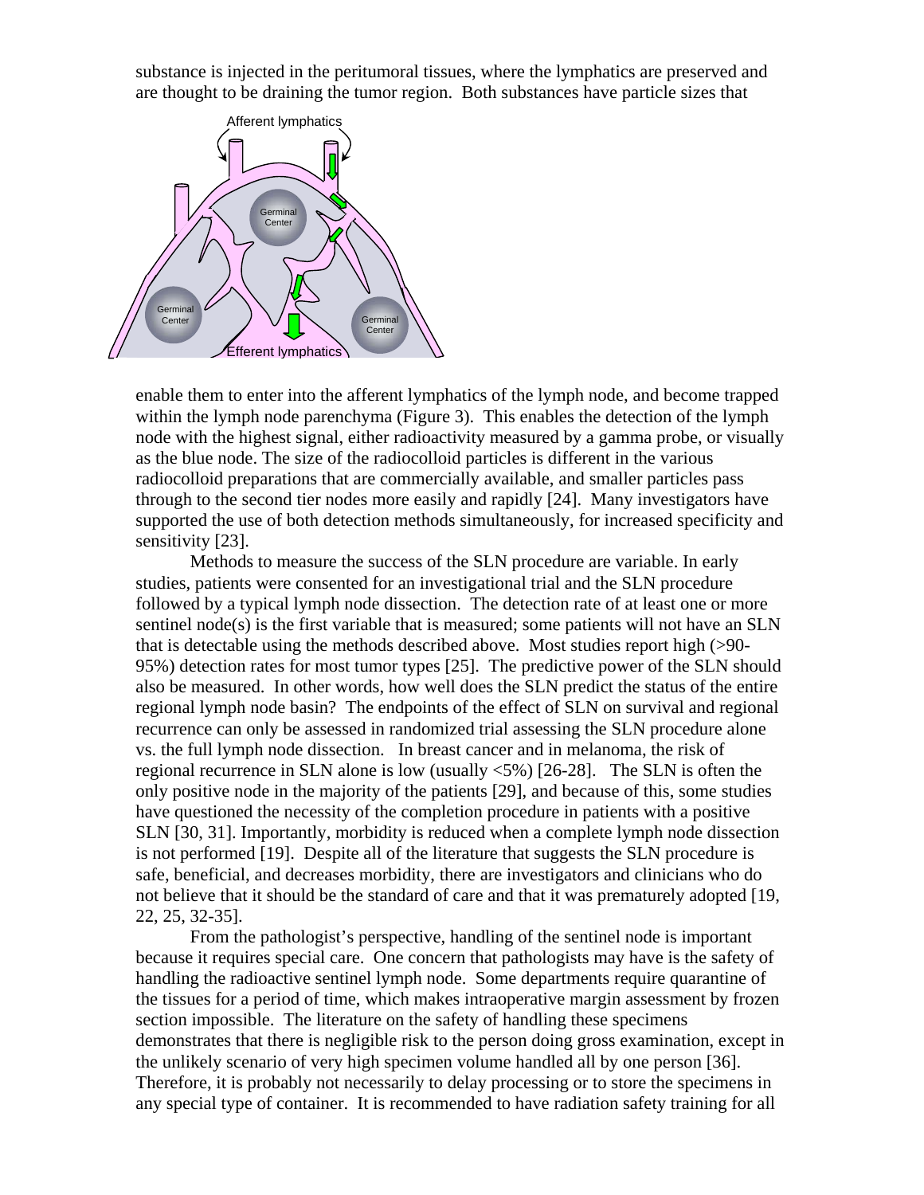substance is injected in the peritumoral tissues, where the lymphatics are preserved and are thought to be draining the tumor region. Both substances have particle sizes that

enable them to enter into the afferent lymphatics of the lymph node, and become trapped within the lymph node parenchyma (Figure 3). This enables the detection of the lymph node with the highest signal, either radioactivity measured by a gamma probe, or visually as the blue node. The size of the radiocolloid particles is different in the various radiocolloid preparations that are commercially available, and smaller particles pass through to the second tier nodes more easily and rapidly [24]. Many investigators have supported the use of both detection methods simultaneously, for increased specificity and sensitivity [23].

Methods to measure the success of the SLN procedure are variable. In early studies, patients were consented for an investigational trial and the SLN procedure followed by a typical lymph node dissection. The detection rate of at least one or more sentinel node(s) is the first variable that is measured; some patients will not have an SLN that is detectable using the methods described above. Most studies report high (>90-95%) detection rates for most tumor types [25]. The predictive power of the SLN should also be measured. In other words, how well does the SLN predict the status of the entire regional lymph node basin? The endpoints of the effect of SLN on survival and regional recurrence can only be assessed in randomized trial assessing the SLN procedure alone vs. the full lymph node dissection. In breast cancer and in melanoma, the risk of regional recurrence in SLN alone is low (usually <5%) [26-28]. The SLN is often the only positive node in the majority of the patients [29], and because of this, some studies have questioned the necessity of the completion procedure in patients with a positive SLN [30, 31]. Importantly, morbidity is reduced when a complete lymph node dissection is not performed [19]. Despite all of the literature that suggests the SLN procedure is safe, beneficial, and decreases morbidity, there are investigators and clinicians who do not believe that it should be the standard of care and that it was prematurely adopted [19, 22, 25, 32-35].

From the pathologist's perspective, handling of the sentinel node is important because it requires special care. One concern that pathologists may have is the safety of handling the radioactive sentinel lymph node. Some departments require quarantine of the tissues for a period of time, which makes intraoperative margin assessment by frozen section impossible. The literature on the safety of handling these specimens demonstrates that there is negligible risk to the person doing gross examination, except in the unlikely scenario of very high specimen volume handled all by one person [36]. Therefore, it is probably not necessarily to delay processing or to store the specimens in any special type of container. It is recommended to have radiation safety training for all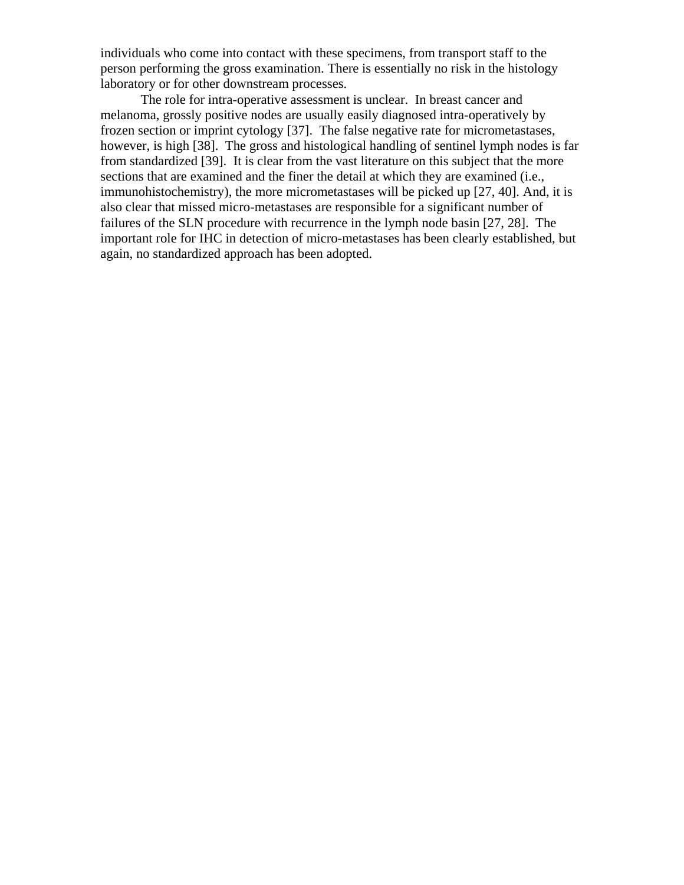individuals who come into contact with these specimens, from transport staff to the person performing the gross examination. There is essentially no risk in the histology laboratory or for other downstream processes.

The role for intra-operative assessment is unclear. In breast cancer and melanoma, grossly positive nodes are usually easily diagnosed intra-operatively by frozen section or imprint cytology [37]. The false negative rate for micrometastases, however, is high [38]. The gross and histological handling of sentinel lymph nodes is far from standardized [39]. It is clear from the vast literature on this subject that the more sections that are examined and the finer the detail at which they are examined (i.e., immunohistochemistry), the more micrometastases will be picked up [27, 40]. And, it is also clear that missed micro-metastases are responsible for a significant number of failures of the SLN procedure with recurrence in the lymph node basin [27, 28]. The important role for IHC in detection of micro-metastases has been clearly established, but again, no standardized approach has been adopted.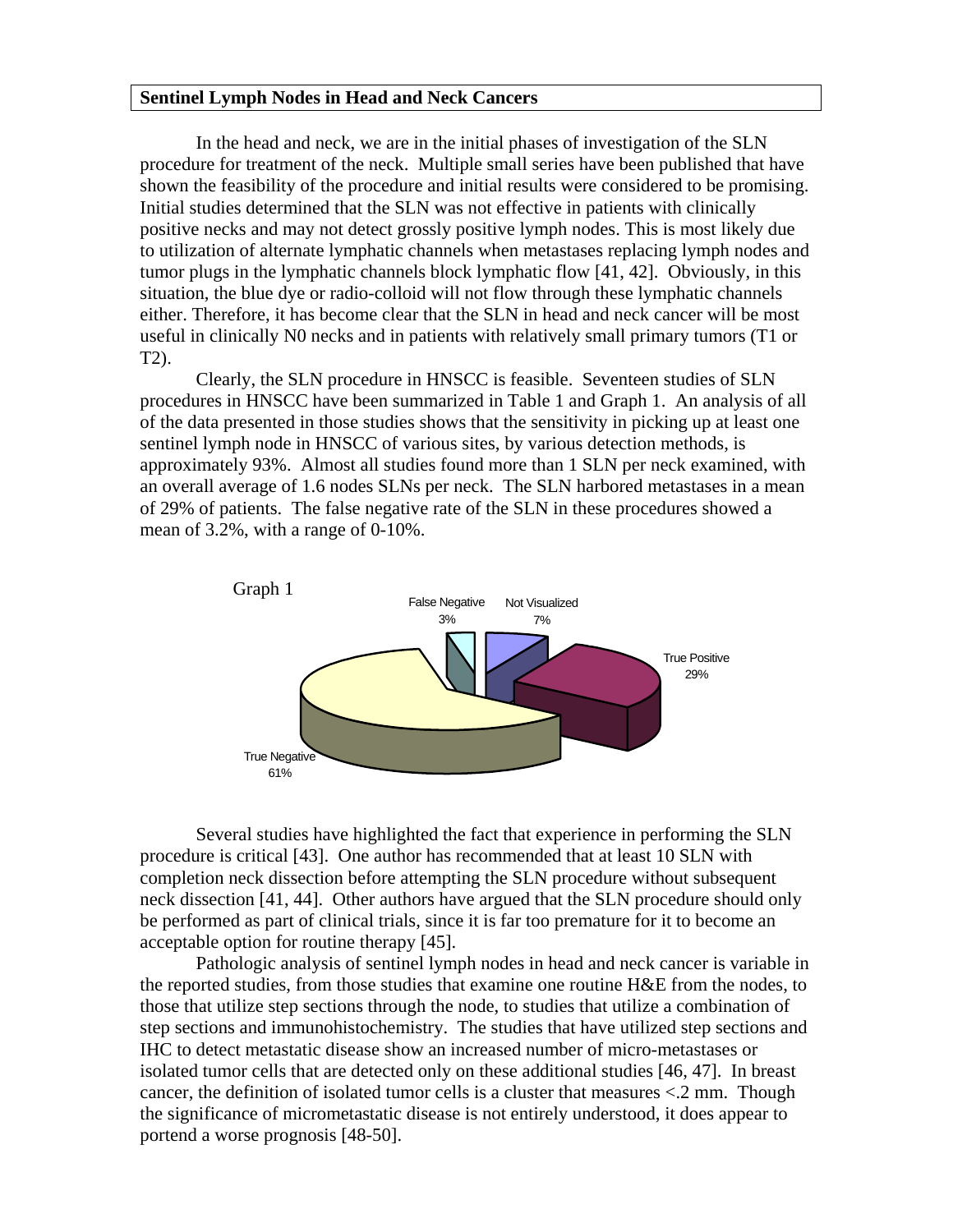## Sentinel Lymph Nodes in Head and Neck Cancers

In the head and neck, we are in the initial phases of investigation of the SLN procedure for treatment of the neck. Multiple small series have been published that have shown the feasibility of the procedure and initial results were considered to be promising. Initial studies determined that the SLN was not effective in patients with clinically positive necks and may not detect grossly positive lymph nodes. This is most likely due to utilization of alternate lymphatic channels when metastases replacing lymph nodes and tumor plugs in the lymphatic channels block lymphatic flow [41, 42]. Obviously, in this situation, the blue dye or radio-colloid will not flow through these lymphatic channels either. Therefore, it has become clear that the SLN in head and neck cancer will be most useful in clinically N0 necks and in patients with relatively small primary tumors (T1 or T2).

Clearly, the SLN procedure in HNSCC is feasible. Seventeen studies of SLN procedures in HNSCC have been summarized in Table 1 and Graph 1. An analysis of all of the data presented in those studies shows that the sensitivity in picking up at least one sentinel lymph node in HNSCC of various sites, by various detection methods, is approximately 93%. Almost all studies found more than 1 SLN per neck examined, with an overall average of 1.6 nodes SLNs per neck. The SLN harbored metastases in a mean of 29% of patients. The false negative rate of the SLN in these procedures showed a mean of 3.2%, with a range of 0-10%.

Graph 1

| Category | Percentage |
|---|---|
| False Negative | 3% |
| Not Visualized | 7% |
| True Positive | 29% |
| True Negative | 61% |

Several studies have highlighted the fact that experience in performing the SLN procedure is critical [43]. One author has recommended that at least 10 SLN with completion neck dissection before attempting the SLN procedure without subsequent neck dissection [41, 44]. Other authors have argued that the SLN procedure should only be performed as part of clinical trials, since it is far too premature for it to become an acceptable option for routine therapy [45].

Pathologic analysis of sentinel lymph nodes in head and neck cancer is variable in the reported studies, from those studies that examine one routine H&E from the nodes, to those that utilize step sections through the node, to studies that utilize a combination of step sections and immunohistochemistry. The studies that have utilized step sections and IHC to detect metastatic disease show an increased number of micro-metastases or isolated tumor cells that are detected only on these additional studies [46, 47]. In breast cancer, the definition of isolated tumor cells is a cluster that measures <.2 mm. Though the significance of micrometastatic disease is not entirely understood, it does appear to portend a worse prognosis [48-50].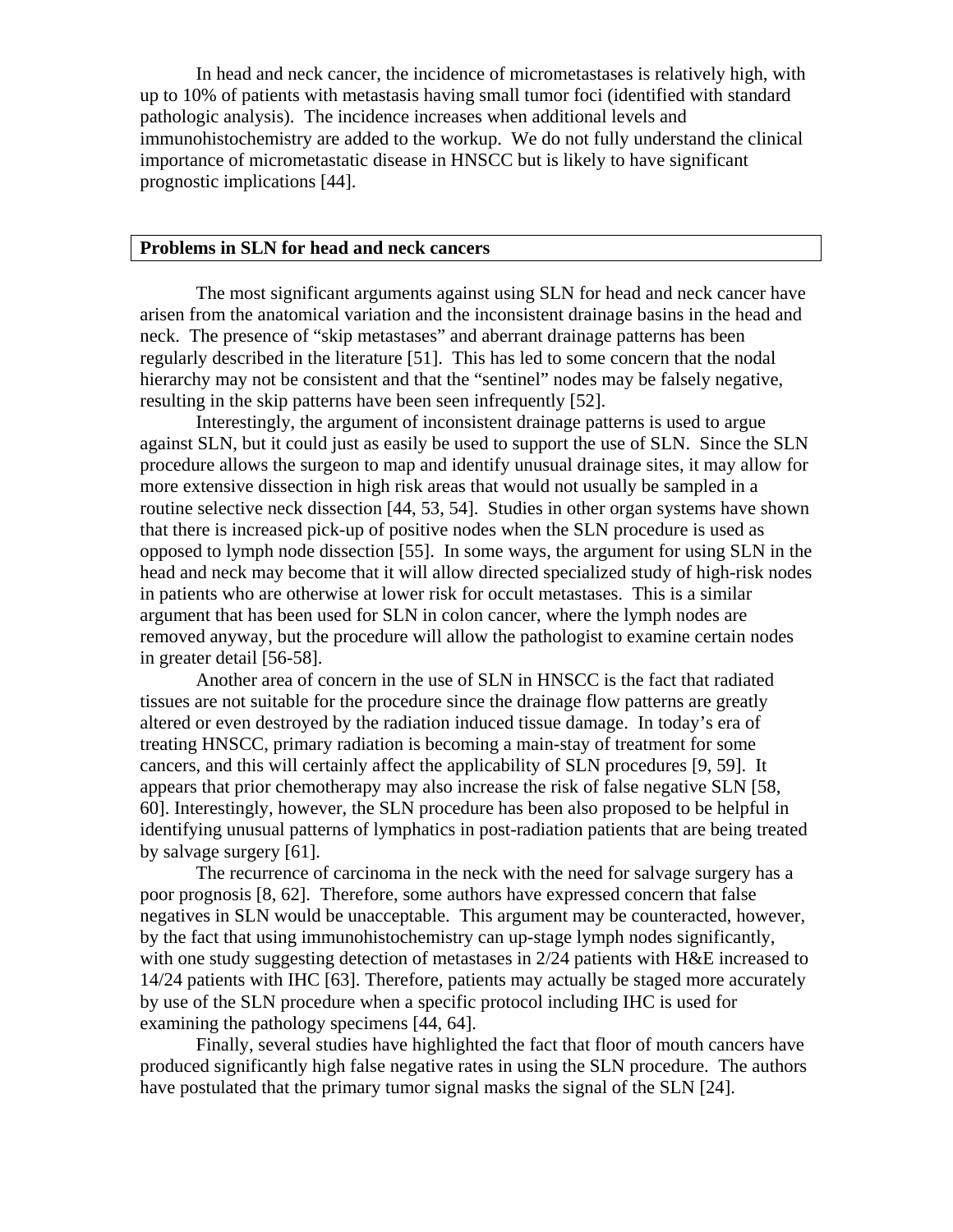In head and neck cancer, the incidence of micrometastases is relatively high, with up to 10% of patients with metastasis having small tumor foci (identified with standard pathologic analysis). The incidence increases when additional levels and immunohistochemistry are added to the workup. We do not fully understand the clinical importance of micrometastatic disease in HNSCC but is likely to have significant prognostic implications [44].

## Problems in SLN for head and neck cancers

The most significant arguments against using SLN for head and neck cancer have arisen from the anatomical variation and the inconsistent drainage basins in the head and neck. The presence of "skip metastases" and aberrant drainage patterns has been regularly described in the literature [51]. This has led to some concern that the nodal hierarchy may not be consistent and that the "sentinel" nodes may be falsely negative, resulting in the skip patterns have been seen infrequently [52].

Interestingly, the argument of inconsistent drainage patterns is used to argue against SLN, but it could just as easily be used to support the use of SLN. Since the SLN procedure allows the surgeon to map and identify unusual drainage sites, it may allow for more extensive dissection in high risk areas that would not usually be sampled in a routine selective neck dissection [44, 53, 54]. Studies in other organ systems have shown that there is increased pick-up of positive nodes when the SLN procedure is used as opposed to lymph node dissection [55]. In some ways, the argument for using SLN in the head and neck may become that it will allow directed specialized study of high-risk nodes in patients who are otherwise at lower risk for occult metastases. This is a similar argument that has been used for SLN in colon cancer, where the lymph nodes are removed anyway, but the procedure will allow the pathologist to examine certain nodes in greater detail [56-58].

Another area of concern in the use of SLN in HNSCC is the fact that radiated tissues are not suitable for the procedure since the drainage flow patterns are greatly altered or even destroyed by the radiation induced tissue damage. In today's era of treating HNSCC, primary radiation is becoming a main-stay of treatment for some cancers, and this will certainly affect the applicability of SLN procedures [9, 59]. It appears that prior chemotherapy may also increase the risk of false negative SLN [58, 60]. Interestingly, however, the SLN procedure has been also proposed to be helpful in identifying unusual patterns of lymphatics in post-radiation patients that are being treated by salvage surgery [61].

The recurrence of carcinoma in the neck with the need for salvage surgery has a poor prognosis [8, 62]. Therefore, some authors have expressed concern that false negatives in SLN would be unacceptable. This argument may be counteracted, however, by the fact that using immunohistochemistry can up-stage lymph nodes significantly, with one study suggesting detection of metastases in 2/24 patients with H&E increased to 14/24 patients with IHC [63]. Therefore, patients may actually be staged more accurately by use of the SLN procedure when a specific protocol including IHC is used for examining the pathology specimens [44, 64].

Finally, several studies have highlighted the fact that floor of mouth cancers have produced significantly high false negative rates in using the SLN procedure. The authors have postulated that the primary tumor signal masks the signal of the SLN [24].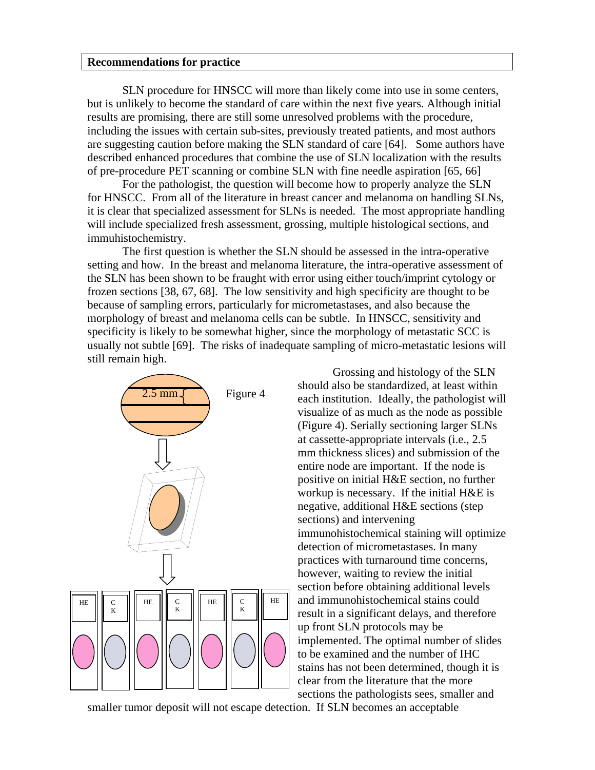**Recommendations for practice**

SLN procedure for HNSCC will more than likely come into use in some centers, but is unlikely to become the standard of care within the next five years. Although initial results are promising, there are still some unresolved problems with the procedure, including the issues with certain sub-sites, previously treated patients, and most authors are suggesting caution before making the SLN standard of care [64]. Some authors have described enhanced procedures that combine the use of SLN localization with the results of pre-procedure PET scanning or combine SLN with fine needle aspiration [65, 66]

For the pathologist, the question will become how to properly analyze the SLN for HNSCC. From all of the literature in breast cancer and melanoma on handling SLNs, it is clear that specialized assessment for SLNs is needed. The most appropriate handling will include specialized fresh assessment, grossing, multiple histological sections, and immuhistochemistry.

The first question is whether the SLN should be assessed in the intra-operative setting and how. In the breast and melanoma literature, the intra-operative assessment of the SLN has been shown to be fraught with error using either touch/imprint cytology or frozen sections [38, 67, 68]. The low sensitivity and high specificity are thought to be because of sampling errors, particularly for micrometastases, and also because the morphology of breast and melanoma cells can be subtle. In HNSCC, sensitivity and specificity is likely to be somewhat higher, since the morphology of metastatic SCC is usually not subtle [69]. The risks of inadequate sampling of micro-metastatic lesions will still remain high.

2.5 mm

Figure 4

HE C K HE C K HE C K HE

Grossing and histology of the SLN should also be standardized, at least within each institution. Ideally, the pathologist will visualize of as much as the node as possible (Figure 4). Serially sectioning larger SLNs at cassette-appropriate intervals (i.e., 2.5 mm thickness slices) and submission of the entire node are important. If the node is positive on initial H&E section, no further workup is necessary. If the initial H&E is negative, additional H&E sections (step sections) and intervening immunohistochemical staining will optimize detection of micrometastases. In many practices with turnaround time concerns, however, waiting to review the initial section before obtaining additional levels and immunohistochemical stains could result in a significant delays, and therefore up front SLN protocols may be implemented. The optimal number of slides to be examined and the number of IHC stains has not been determined, though it is clear from the literature that the more sections the pathologists sees, smaller and smaller tumor deposit will not escape detection. If SLN becomes an acceptable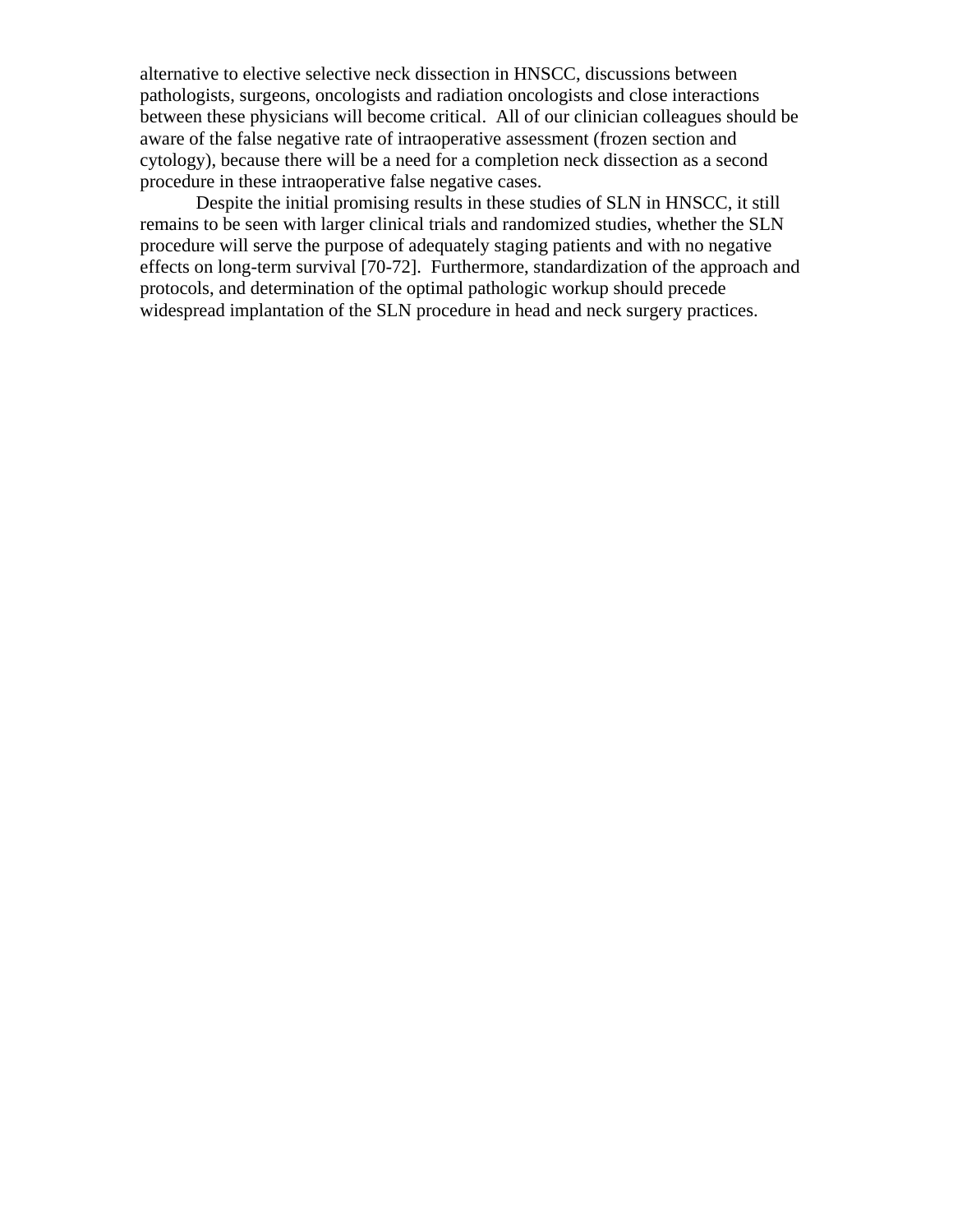alternative to elective selective neck dissection in HNSCC, discussions between pathologists, surgeons, oncologists and radiation oncologists and close interactions between these physicians will become critical. All of our clinician colleagues should be aware of the false negative rate of intraoperative assessment (frozen section and cytology), because there will be a need for a completion neck dissection as a second procedure in these intraoperative false negative cases.

Despite the initial promising results in these studies of SLN in HNSCC, it still remains to be seen with larger clinical trials and randomized studies, whether the SLN procedure will serve the purpose of adequately staging patients and with no negative effects on long-term survival [70-72]. Furthermore, standardization of the approach and protocols, and determination of the optimal pathologic workup should precede widespread implantation of the SLN procedure in head and neck surgery practices.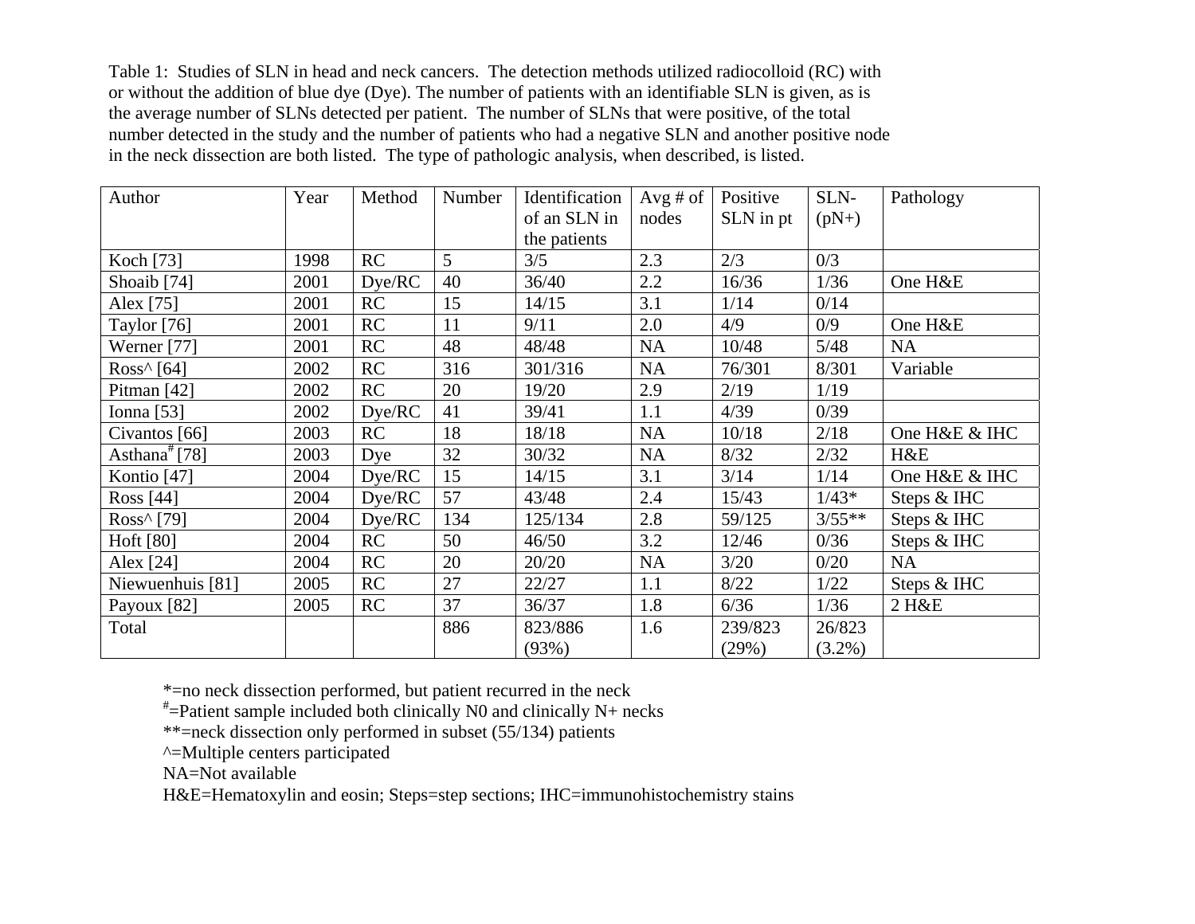Table 1: Studies of SLN in head and neck cancers. The detection methods utilized radiocolloid (RC) with or without the addition of blue dye (Dye). The number of patients with an identifiable SLN is given, as is the average number of SLNs detected per patient. The number of SLNs that were positive, of the total number detected in the study and the number of patients who had a negative SLN and another positive node in the neck dissection are both listed. The type of pathologic analysis, when described, is listed.

| Author | Year | Method | Number | Identification of an SLN in the patients | Avg # of nodes | Positive SLN in pt | SLN- (pN+) | Pathology |
|---|---|---|---|---|---|---|---|---|
| Koch [73] | 1998 | RC | 5 | 3/5 | 2.3 | 2/3 | 0/3 | |
| Shoaib [74] | 2001 | Dye/RC | 40 | 36/40 | 2.2 | 16/36 | 1/36 | One H&E |
| Alex [75] | 2001 | RC | 15 | 14/15 | 3.1 | 1/14 | 0/14 | |
| Taylor [76] | 2001 | RC | 11 | 9/11 | 2.0 | 4/9 | 0/9 | One H&E |
| Werner [77] | 2001 | RC | 48 | 48/48 | NA | 10/48 | 5/48 | NA |
| Ross^ [64] | 2002 | RC | 316 | 301/316 | NA | 76/301 | 8/301 | Variable |
| Pitman [42] | 2002 | RC | 20 | 19/20 | 2.9 | 2/19 | 1/19 | |
| Ionna [53] | 2002 | Dye/RC | 41 | 39/41 | 1.1 | 4/39 | 0/39 | |
| Civantos [66] | 2003 | RC | 18 | 18/18 | NA | 10/18 | 2/18 | One H&E & IHC |
| Asthana# [78] | 2003 | Dye | 32 | 30/32 | NA | 8/32 | 2/32 | H&E |
| Kontio [47] | 2004 | Dye/RC | 15 | 14/15 | 3.1 | 3/14 | 1/14 | One H&E & IHC |
| Ross [44] | 2004 | Dye/RC | 57 | 43/48 | 2.4 | 15/43 | 1/43* | Steps & IHC |
| Ross^ [79] | 2004 | Dye/RC | 134 | 125/134 | 2.8 | 59/125 | 3/55** | Steps & IHC |
| Hoft [80] | 2004 | RC | 50 | 46/50 | 3.2 | 12/46 | 0/36 | Steps & IHC |
| Alex [24] | 2004 | RC | 20 | 20/20 | NA | 3/20 | 0/20 | NA |
| Niewuenhuis [81] | 2005 | RC | 27 | 22/27 | 1.1 | 8/22 | 1/22 | Steps & IHC |
| Payoux [82] | 2005 | RC | 37 | 36/37 | 1.8 | 6/36 | 1/36 | 2 H&E |
| Total | | | 886 | 823/886 (93%) | 1.6 | 239/823 (29%) | 26/823 (3.2%) | |

*=no neck dissection performed, but patient recurred in the neck
#=Patient sample included both clinically N0 and clinically N+ necks
**=neck dissection only performed in subset (55/134) patients
^=Multiple centers participated
NA=Not available
H&E=Hematoxylin and eosin; Steps=step sections; IHC=immunohistochemistry stains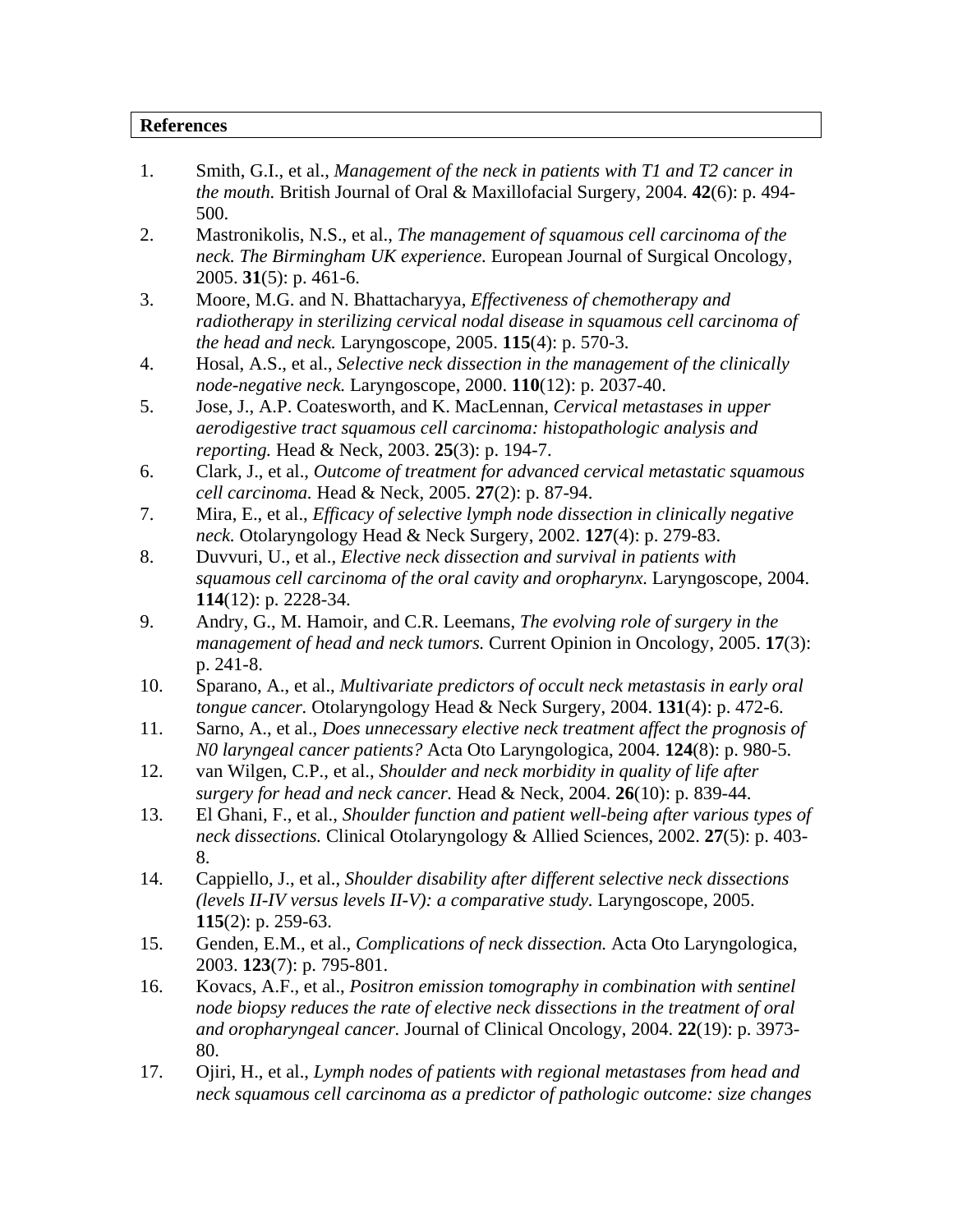**References**

1. Smith, G.I., et al., *Management of the neck in patients with T1 and T2 cancer in the mouth.* British Journal of Oral & Maxillofacial Surgery, 2004. **42**(6): p. 494-500.
2. Mastronikolis, N.S., et al., *The management of squamous cell carcinoma of the neck. The Birmingham UK experience.* European Journal of Surgical Oncology, 2005. **31**(5): p. 461-6.
3. Moore, M.G. and N. Bhattacharyya, *Effectiveness of chemotherapy and radiotherapy in sterilizing cervical nodal disease in squamous cell carcinoma of the head and neck.* Laryngoscope, 2005. **115**(4): p. 570-3.
4. Hosal, A.S., et al., *Selective neck dissection in the management of the clinically node-negative neck.* Laryngoscope, 2000. **110**(12): p. 2037-40.
5. Jose, J., A.P. Coatesworth, and K. MacLennan, *Cervical metastases in upper aerodigestive tract squamous cell carcinoma: histopathologic analysis and reporting.* Head & Neck, 2003. **25**(3): p. 194-7.
6. Clark, J., et al., *Outcome of treatment for advanced cervical metastatic squamous cell carcinoma.* Head & Neck, 2005. **27**(2): p. 87-94.
7. Mira, E., et al., *Efficacy of selective lymph node dissection in clinically negative neck.* Otolaryngology Head & Neck Surgery, 2002. **127**(4): p. 279-83.
8. Duvvuri, U., et al., *Elective neck dissection and survival in patients with squamous cell carcinoma of the oral cavity and oropharynx.* Laryngoscope, 2004. **114**(12): p. 2228-34.
9. Andry, G., M. Hamoir, and C.R. Leemans, *The evolving role of surgery in the management of head and neck tumors.* Current Opinion in Oncology, 2005. **17**(3): p. 241-8.
10. Sparano, A., et al., *Multivariate predictors of occult neck metastasis in early oral tongue cancer.* Otolaryngology Head & Neck Surgery, 2004. **131**(4): p. 472-6.
11. Sarno, A., et al., *Does unnecessary elective neck treatment affect the prognosis of N0 laryngeal cancer patients?* Acta Oto Laryngologica, 2004. **124**(8): p. 980-5.
12. van Wilgen, C.P., et al., *Shoulder and neck morbidity in quality of life after surgery for head and neck cancer.* Head & Neck, 2004. **26**(10): p. 839-44.
13. El Ghani, F., et al., *Shoulder function and patient well-being after various types of neck dissections.* Clinical Otolaryngology & Allied Sciences, 2002. **27**(5): p. 403-8.
14. Cappiello, J., et al., *Shoulder disability after different selective neck dissections (levels II-IV versus levels II-V): a comparative study.* Laryngoscope, 2005. **115**(2): p. 259-63.
15. Genden, E.M., et al., *Complications of neck dissection.* Acta Oto Laryngologica, 2003. **123**(7): p. 795-801.
16. Kovacs, A.F., et al., *Positron emission tomography in combination with sentinel node biopsy reduces the rate of elective neck dissections in the treatment of oral and oropharyngeal cancer.* Journal of Clinical Oncology, 2004. **22**(19): p. 3973-80.
17. Ojiri, H., et al., *Lymph nodes of patients with regional metastases from head and neck squamous cell carcinoma as a predictor of pathologic outcome: size changes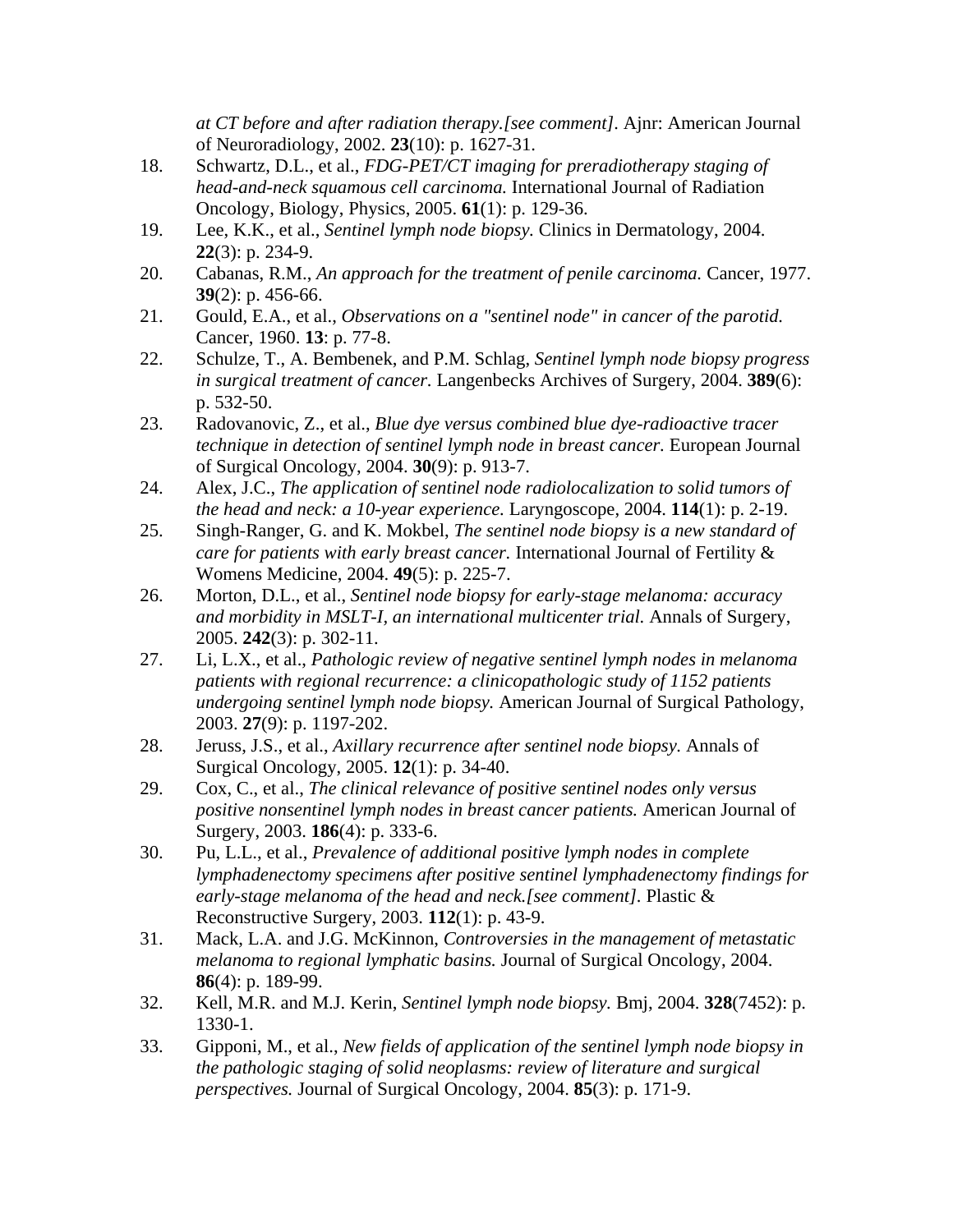*at CT before and after radiation therapy.[see comment].* Ajnr: American Journal of Neuroradiology, 2002. **23**(10): p. 1627-31.

18. Schwartz, D.L., et al., *FDG-PET/CT imaging for preradiotherapy staging of head-and-neck squamous cell carcinoma.* International Journal of Radiation Oncology, Biology, Physics, 2005. **61**(1): p. 129-36.
19. Lee, K.K., et al., *Sentinel lymph node biopsy.* Clinics in Dermatology, 2004. **22**(3): p. 234-9.
20. Cabanas, R.M., *An approach for the treatment of penile carcinoma.* Cancer, 1977. **39**(2): p. 456-66.
21. Gould, E.A., et al., *Observations on a "sentinel node" in cancer of the parotid.* Cancer, 1960. **13**: p. 77-8.
22. Schulze, T., A. Bembenek, and P.M. Schlag, *Sentinel lymph node biopsy progress in surgical treatment of cancer.* Langenbecks Archives of Surgery, 2004. **389**(6): p. 532-50.
23. Radovanovic, Z., et al., *Blue dye versus combined blue dye-radioactive tracer technique in detection of sentinel lymph node in breast cancer.* European Journal of Surgical Oncology, 2004. **30**(9): p. 913-7.
24. Alex, J.C., *The application of sentinel node radiolocalization to solid tumors of the head and neck: a 10-year experience.* Laryngoscope, 2004. **114**(1): p. 2-19.
25. Singh-Ranger, G. and K. Mokbel, *The sentinel node biopsy is a new standard of care for patients with early breast cancer.* International Journal of Fertility & Womens Medicine, 2004. **49**(5): p. 225-7.
26. Morton, D.L., et al., *Sentinel node biopsy for early-stage melanoma: accuracy and morbidity in MSLT-I, an international multicenter trial.* Annals of Surgery, 2005. **242**(3): p. 302-11.
27. Li, L.X., et al., *Pathologic review of negative sentinel lymph nodes in melanoma patients with regional recurrence: a clinicopathologic study of 1152 patients undergoing sentinel lymph node biopsy.* American Journal of Surgical Pathology, 2003. **27**(9): p. 1197-202.
28. Jeruss, J.S., et al., *Axillary recurrence after sentinel node biopsy.* Annals of Surgical Oncology, 2005. **12**(1): p. 34-40.
29. Cox, C., et al., *The clinical relevance of positive sentinel nodes only versus positive nonsentinel lymph nodes in breast cancer patients.* American Journal of Surgery, 2003. **186**(4): p. 333-6.
30. Pu, L.L., et al., *Prevalence of additional positive lymph nodes in complete lymphadenectomy specimens after positive sentinel lymphadenectomy findings for early-stage melanoma of the head and neck.[see comment].* Plastic & Reconstructive Surgery, 2003. **112**(1): p. 43-9.
31. Mack, L.A. and J.G. McKinnon, *Controversies in the management of metastatic melanoma to regional lymphatic basins.* Journal of Surgical Oncology, 2004. **86**(4): p. 189-99.
32. Kell, M.R. and M.J. Kerin, *Sentinel lymph node biopsy.* Bmj, 2004. **328**(7452): p. 1330-1.
33. Gipponi, M., et al., *New fields of application of the sentinel lymph node biopsy in the pathologic staging of solid neoplasms: review of literature and surgical perspectives.* Journal of Surgical Oncology, 2004. **85**(3): p. 171-9.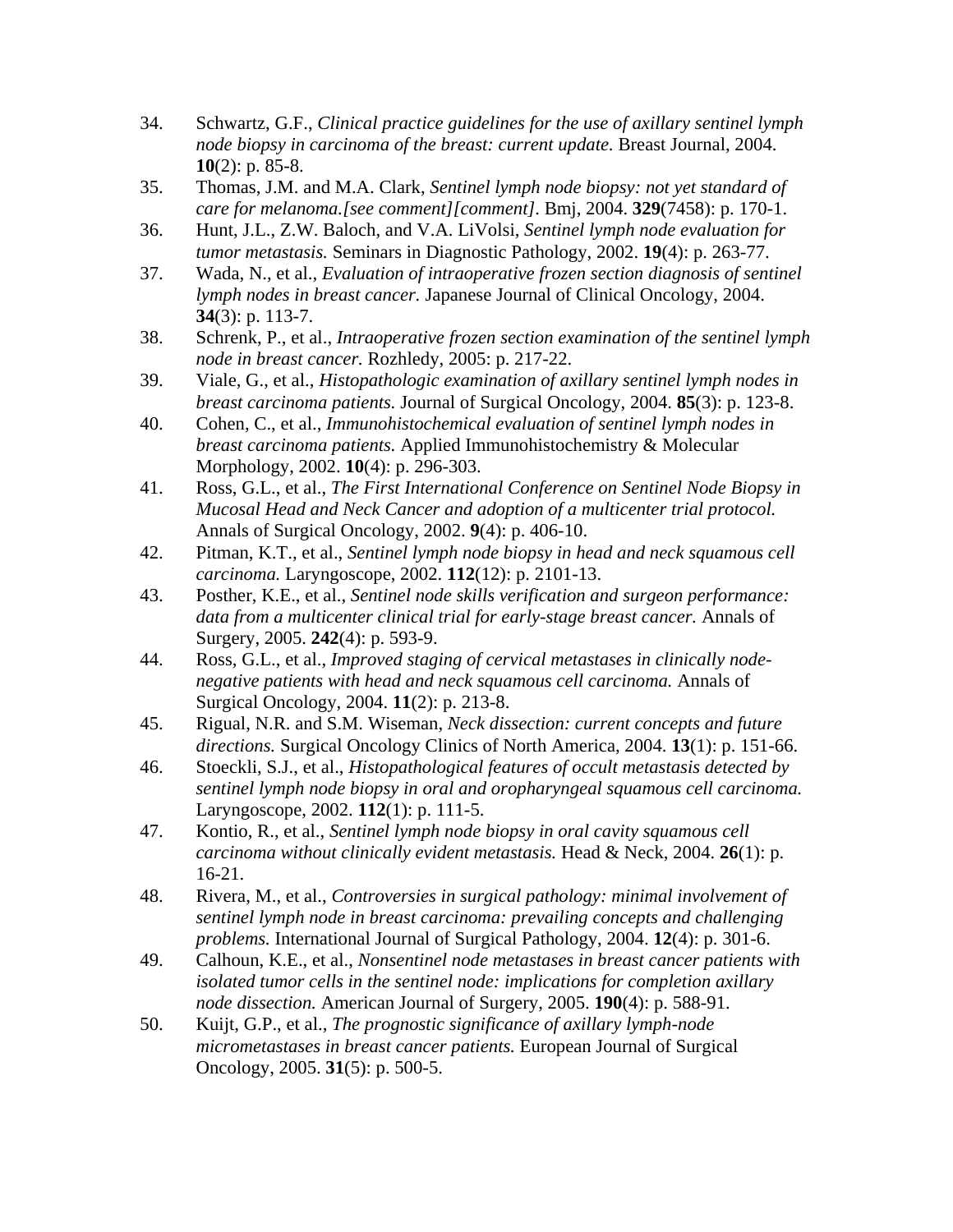34. Schwartz, G.F., *Clinical practice guidelines for the use of axillary sentinel lymph node biopsy in carcinoma of the breast: current update.* Breast Journal, 2004. **10**(2): p. 85-8.
35. Thomas, J.M. and M.A. Clark, *Sentinel lymph node biopsy: not yet standard of care for melanoma.[see comment][comment]*. Bmj, 2004. **329**(7458): p. 170-1.
36. Hunt, J.L., Z.W. Baloch, and V.A. LiVolsi, *Sentinel lymph node evaluation for tumor metastasis.* Seminars in Diagnostic Pathology, 2002. **19**(4): p. 263-77.
37. Wada, N., et al., *Evaluation of intraoperative frozen section diagnosis of sentinel lymph nodes in breast cancer.* Japanese Journal of Clinical Oncology, 2004. **34**(3): p. 113-7.
38. Schrenk, P., et al., *Intraoperative frozen section examination of the sentinel lymph node in breast cancer.* Rozhledy, 2005: p. 217-22.
39. Viale, G., et al., *Histopathologic examination of axillary sentinel lymph nodes in breast carcinoma patients.* Journal of Surgical Oncology, 2004. **85**(3): p. 123-8.
40. Cohen, C., et al., *Immunohistochemical evaluation of sentinel lymph nodes in breast carcinoma patients.* Applied Immunohistochemistry & Molecular Morphology, 2002. **10**(4): p. 296-303.
41. Ross, G.L., et al., *The First International Conference on Sentinel Node Biopsy in Mucosal Head and Neck Cancer and adoption of a multicenter trial protocol.* Annals of Surgical Oncology, 2002. **9**(4): p. 406-10.
42. Pitman, K.T., et al., *Sentinel lymph node biopsy in head and neck squamous cell carcinoma.* Laryngoscope, 2002. **112**(12): p. 2101-13.
43. Posther, K.E., et al., *Sentinel node skills verification and surgeon performance: data from a multicenter clinical trial for early-stage breast cancer.* Annals of Surgery, 2005. **242**(4): p. 593-9.
44. Ross, G.L., et al., *Improved staging of cervical metastases in clinically node-negative patients with head and neck squamous cell carcinoma.* Annals of Surgical Oncology, 2004. **11**(2): p. 213-8.
45. Rigual, N.R. and S.M. Wiseman, *Neck dissection: current concepts and future directions.* Surgical Oncology Clinics of North America, 2004. **13**(1): p. 151-66.
46. Stoeckli, S.J., et al., *Histopathological features of occult metastasis detected by sentinel lymph node biopsy in oral and oropharyngeal squamous cell carcinoma.* Laryngoscope, 2002. **112**(1): p. 111-5.
47. Kontio, R., et al., *Sentinel lymph node biopsy in oral cavity squamous cell carcinoma without clinically evident metastasis.* Head & Neck, 2004. **26**(1): p. 16-21.
48. Rivera, M., et al., *Controversies in surgical pathology: minimal involvement of sentinel lymph node in breast carcinoma: prevailing concepts and challenging problems.* International Journal of Surgical Pathology, 2004. **12**(4): p. 301-6.
49. Calhoun, K.E., et al., *Nonsentinel node metastases in breast cancer patients with isolated tumor cells in the sentinel node: implications for completion axillary node dissection.* American Journal of Surgery, 2005. **190**(4): p. 588-91.
50. Kuijt, G.P., et al., *The prognostic significance of axillary lymph-node micrometastases in breast cancer patients.* European Journal of Surgical Oncology, 2005. **31**(5): p. 500-5.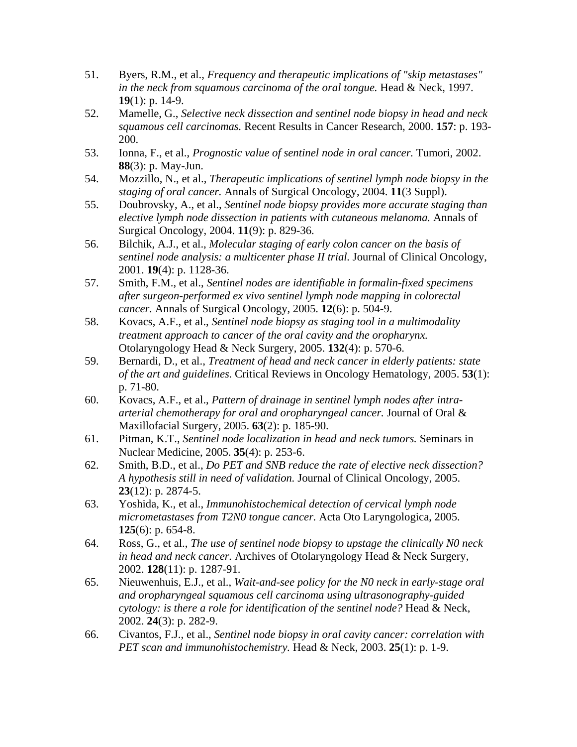51. Byers, R.M., et al., *Frequency and therapeutic implications of "skip metastases" in the neck from squamous carcinoma of the oral tongue.* Head & Neck, 1997. **19**(1): p. 14-9.
52. Mamelle, G., *Selective neck dissection and sentinel node biopsy in head and neck squamous cell carcinomas.* Recent Results in Cancer Research, 2000. **157**: p. 193-200.
53. Ionna, F., et al., *Prognostic value of sentinel node in oral cancer.* Tumori, 2002. **88**(3): p. May-Jun.
54. Mozzillo, N., et al., *Therapeutic implications of sentinel lymph node biopsy in the staging of oral cancer.* Annals of Surgical Oncology, 2004. **11**(3 Suppl).
55. Doubrovsky, A., et al., *Sentinel node biopsy provides more accurate staging than elective lymph node dissection in patients with cutaneous melanoma.* Annals of Surgical Oncology, 2004. **11**(9): p. 829-36.
56. Bilchik, A.J., et al., *Molecular staging of early colon cancer on the basis of sentinel node analysis: a multicenter phase II trial.* Journal of Clinical Oncology, 2001. **19**(4): p. 1128-36.
57. Smith, F.M., et al., *Sentinel nodes are identifiable in formalin-fixed specimens after surgeon-performed ex vivo sentinel lymph node mapping in colorectal cancer.* Annals of Surgical Oncology, 2005. **12**(6): p. 504-9.
58. Kovacs, A.F., et al., *Sentinel node biopsy as staging tool in a multimodality treatment approach to cancer of the oral cavity and the oropharynx.* Otolaryngology Head & Neck Surgery, 2005. **132**(4): p. 570-6.
59. Bernardi, D., et al., *Treatment of head and neck cancer in elderly patients: state of the art and guidelines.* Critical Reviews in Oncology Hematology, 2005. **53**(1): p. 71-80.
60. Kovacs, A.F., et al., *Pattern of drainage in sentinel lymph nodes after intra-arterial chemotherapy for oral and oropharyngeal cancer.* Journal of Oral & Maxillofacial Surgery, 2005. **63**(2): p. 185-90.
61. Pitman, K.T., *Sentinel node localization in head and neck tumors.* Seminars in Nuclear Medicine, 2005. **35**(4): p. 253-6.
62. Smith, B.D., et al., *Do PET and SNB reduce the rate of elective neck dissection? A hypothesis still in need of validation.* Journal of Clinical Oncology, 2005. **23**(12): p. 2874-5.
63. Yoshida, K., et al., *Immunohistochemical detection of cervical lymph node micrometastases from T2N0 tongue cancer.* Acta Oto Laryngologica, 2005. **125**(6): p. 654-8.
64. Ross, G., et al., *The use of sentinel node biopsy to upstage the clinically N0 neck in head and neck cancer.* Archives of Otolaryngology Head & Neck Surgery, 2002. **128**(11): p. 1287-91.
65. Nieuwenhuis, E.J., et al., *Wait-and-see policy for the N0 neck in early-stage oral and oropharyngeal squamous cell carcinoma using ultrasonography-guided cytology: is there a role for identification of the sentinel node?* Head & Neck, 2002. **24**(3): p. 282-9.
66. Civantos, F.J., et al., *Sentinel node biopsy in oral cavity cancer: correlation with PET scan and immunohistochemistry.* Head & Neck, 2003. **25**(1): p. 1-9.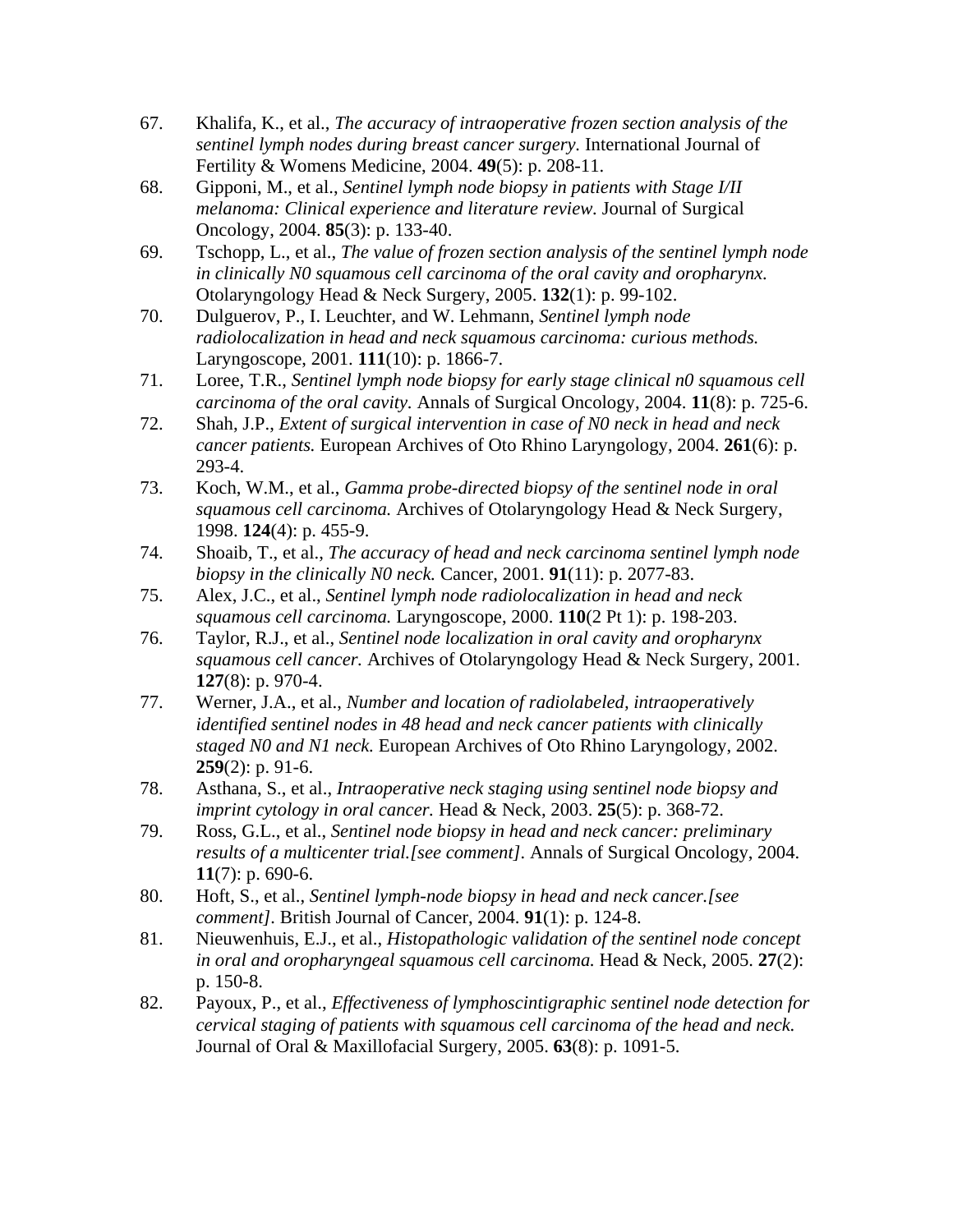67. Khalifa, K., et al., *The accuracy of intraoperative frozen section analysis of the sentinel lymph nodes during breast cancer surgery.* International Journal of Fertility & Womens Medicine, 2004. **49**(5): p. 208-11.
68. Gipponi, M., et al., *Sentinel lymph node biopsy in patients with Stage I/II melanoma: Clinical experience and literature review*. Journal of Surgical Oncology, 2004. **85**(3): p. 133-40.
69. Tschopp, L., et al., *The value of frozen section analysis of the sentinel lymph node in clinically N0 squamous cell carcinoma of the oral cavity and oropharynx.* Otolaryngology Head & Neck Surgery, 2005. **132**(1): p. 99-102.
70. Dulguerov, P., I. Leuchter, and W. Lehmann, *Sentinel lymph node radiolocalization in head and neck squamous carcinoma: curious methods.* Laryngoscope, 2001. **111**(10): p. 1866-7.
71. Loree, T.R., *Sentinel lymph node biopsy for early stage clinical n0 squamous cell carcinoma of the oral cavity*. Annals of Surgical Oncology, 2004. **11**(8): p. 725-6.
72. Shah, J.P., *Extent of surgical intervention in case of N0 neck in head and neck cancer patients.* European Archives of Oto Rhino Laryngology, 2004. **261**(6): p. 293-4.
73. Koch, W.M., et al., *Gamma probe-directed biopsy of the sentinel node in oral squamous cell carcinoma.* Archives of Otolaryngology Head & Neck Surgery, 1998. **124**(4): p. 455-9.
74. Shoaib, T., et al., *The accuracy of head and neck carcinoma sentinel lymph node biopsy in the clinically N0 neck.* Cancer, 2001. **91**(11): p. 2077-83.
75. Alex, J.C., et al., *Sentinel lymph node radiolocalization in head and neck squamous cell carcinoma.* Laryngoscope, 2000. **110**(2 Pt 1): p. 198-203.
76. Taylor, R.J., et al., *Sentinel node localization in oral cavity and oropharynx squamous cell cancer.* Archives of Otolaryngology Head & Neck Surgery, 2001. **127**(8): p. 970-4.
77. Werner, J.A., et al., *Number and location of radiolabeled, intraoperatively identified sentinel nodes in 48 head and neck cancer patients with clinically staged N0 and N1 neck.* European Archives of Oto Rhino Laryngology, 2002. **259**(2): p. 91-6.
78. Asthana, S., et al., *Intraoperative neck staging using sentinel node biopsy and imprint cytology in oral cancer.* Head & Neck, 2003. **25**(5): p. 368-72.
79. Ross, G.L., et al., *Sentinel node biopsy in head and neck cancer: preliminary results of a multicenter trial.[see comment]*. Annals of Surgical Oncology, 2004. **11**(7): p. 690-6.
80. Hoft, S., et al., *Sentinel lymph-node biopsy in head and neck cancer.[see comment]*. British Journal of Cancer, 2004. **91**(1): p. 124-8.
81. Nieuwenhuis, E.J., et al., *Histopathologic validation of the sentinel node concept in oral and oropharyngeal squamous cell carcinoma.* Head & Neck, 2005. **27**(2): p. 150-8.
82. Payoux, P., et al., *Effectiveness of lymphoscintigraphic sentinel node detection for cervical staging of patients with squamous cell carcinoma of the head and neck.* Journal of Oral & Maxillofacial Surgery, 2005. **63**(8): p. 1091-5.